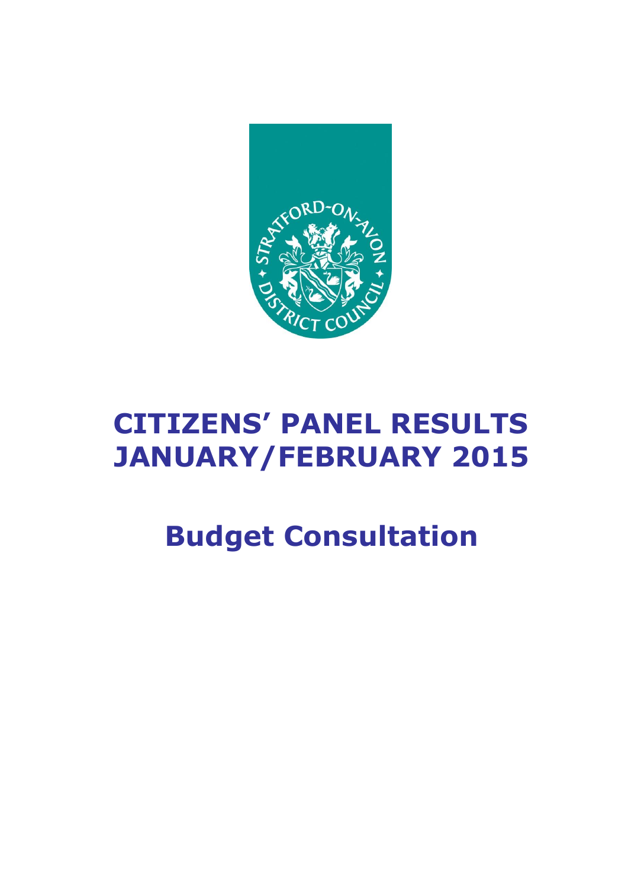# CITIZENS' PANEL RESULTS JANUARY/FEBRUARY 2015

## Budget Consultation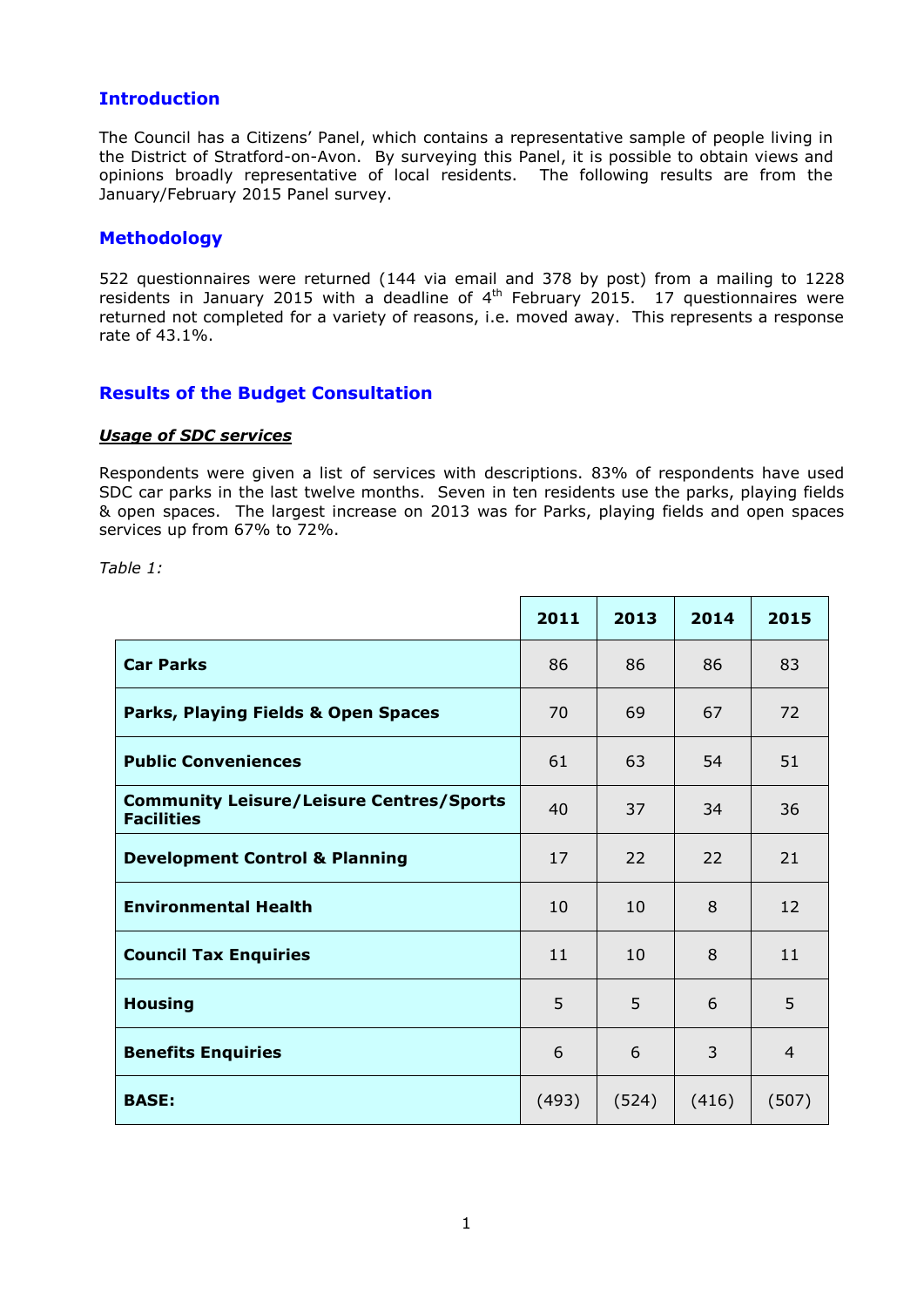## Introduction

The Council has a Citizens' Panel, which contains a representative sample of people living in the District of Stratford-on-Avon. By surveying this Panel, it is possible to obtain views and opinions broadly representative of local residents. The following results are from the January/February 2015 Panel survey.

## Methodology

522 questionnaires were returned (144 via email and 378 by post) from a mailing to 1228 residents in January 2015 with a deadline of 4th February 2015. 17 questionnaires were returned not completed for a variety of reasons, i.e. moved away. This represents a response rate of 43.1%.

## Results of the Budget Consultation

### ***Usage of SDC services***

Respondents were given a list of services with descriptions. 83% of respondents have used SDC car parks in the last twelve months. Seven in ten residents use the parks, playing fields & open spaces. The largest increase on 2013 was for Parks, playing fields and open spaces services up from 67% to 72%.

*Table 1:*

| | 2011 | 2013 | 2014 | 2015 |
|---|---|---|---|---|
| **Car Parks** | 86 | 86 | 86 | 83 |
| **Parks, Playing Fields & Open Spaces** | 70 | 69 | 67 | 72 |
| **Public Conveniences** | 61 | 63 | 54 | 51 |
| **Community Leisure/Leisure Centres/Sports Facilities** | 40 | 37 | 34 | 36 |
| **Development Control & Planning** | 17 | 22 | 22 | 21 |
| **Environmental Health** | 10 | 10 | 8 | 12 |
| **Council Tax Enquiries** | 11 | 10 | 8 | 11 |
| **Housing** | 5 | 5 | 6 | 5 |
| **Benefits Enquiries** | 6 | 6 | 3 | 4 |
| **BASE:** | (493) | (524) | (416) | (507) |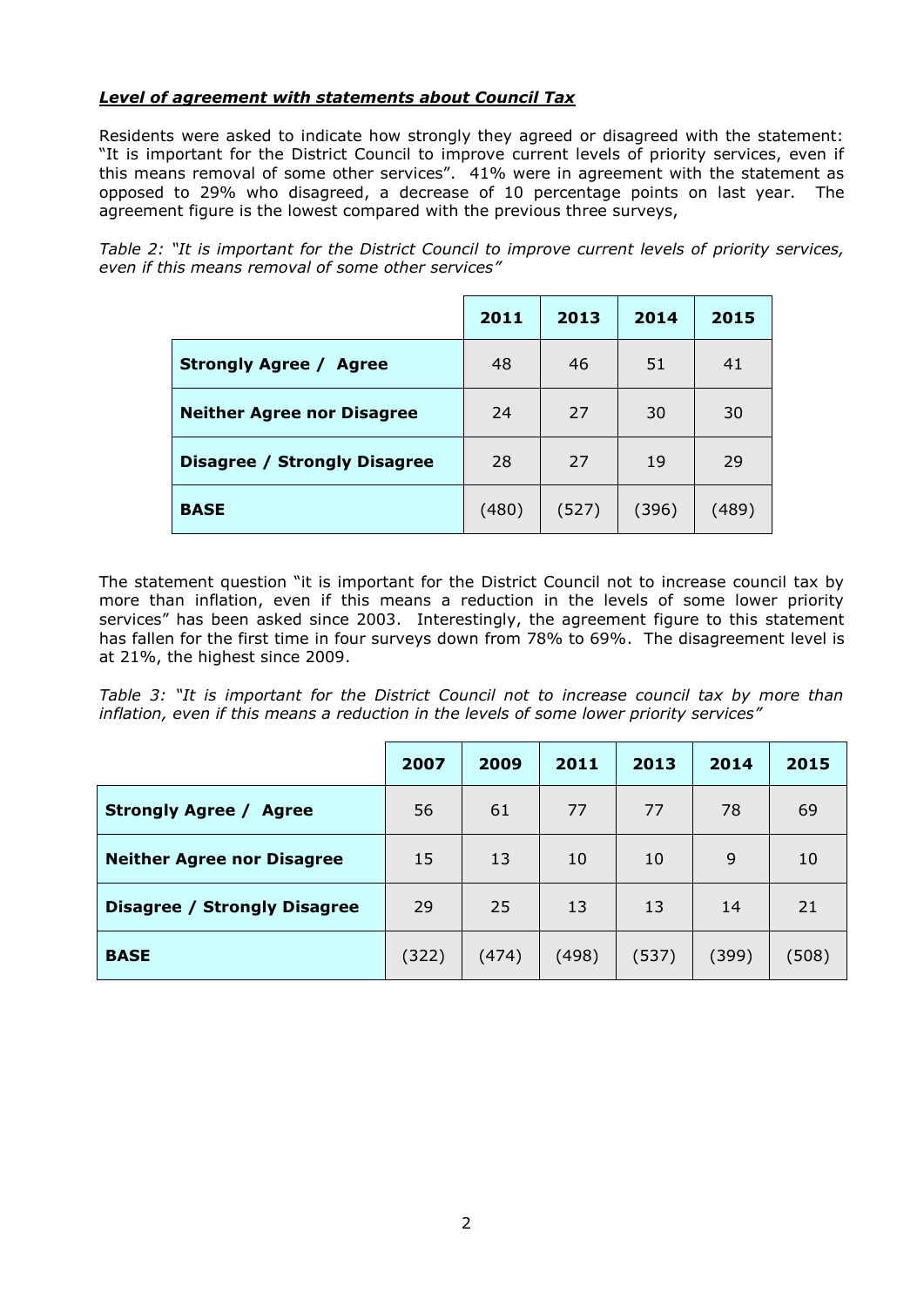***Level of agreement with statements about Council Tax***

Residents were asked to indicate how strongly they agreed or disagreed with the statement: "It is important for the District Council to improve current levels of priority services, even if this means removal of some other services". 41% were in agreement with the statement as opposed to 29% who disagreed, a decrease of 10 percentage points on last year. The agreement figure is the lowest compared with the previous three surveys,

*Table 2: "It is important for the District Council to improve current levels of priority services, even if this means removal of some other services"*

| | 2011 | 2013 | 2014 | 2015 |
|---|---|---|---|---|
| **Strongly Agree / Agree** | 48 | 46 | 51 | 41 |
| **Neither Agree nor Disagree** | 24 | 27 | 30 | 30 |
| **Disagree / Strongly Disagree** | 28 | 27 | 19 | 29 |
| **BASE** | (480) | (527) | (396) | (489) |

The statement question "it is important for the District Council not to increase council tax by more than inflation, even if this means a reduction in the levels of some lower priority services" has been asked since 2003. Interestingly, the agreement figure to this statement has fallen for the first time in four surveys down from 78% to 69%. The disagreement level is at 21%, the highest since 2009.

*Table 3: "It is important for the District Council not to increase council tax by more than inflation, even if this means a reduction in the levels of some lower priority services"*

| | 2007 | 2009 | 2011 | 2013 | 2014 | 2015 |
|---|---|---|---|---|---|---|
| **Strongly Agree / Agree** | 56 | 61 | 77 | 77 | 78 | 69 |
| **Neither Agree nor Disagree** | 15 | 13 | 10 | 10 | 9 | 10 |
| **Disagree / Strongly Disagree** | 29 | 25 | 13 | 13 | 14 | 21 |
| **BASE** | (322) | (474) | (498) | (537) | (399) | (508) |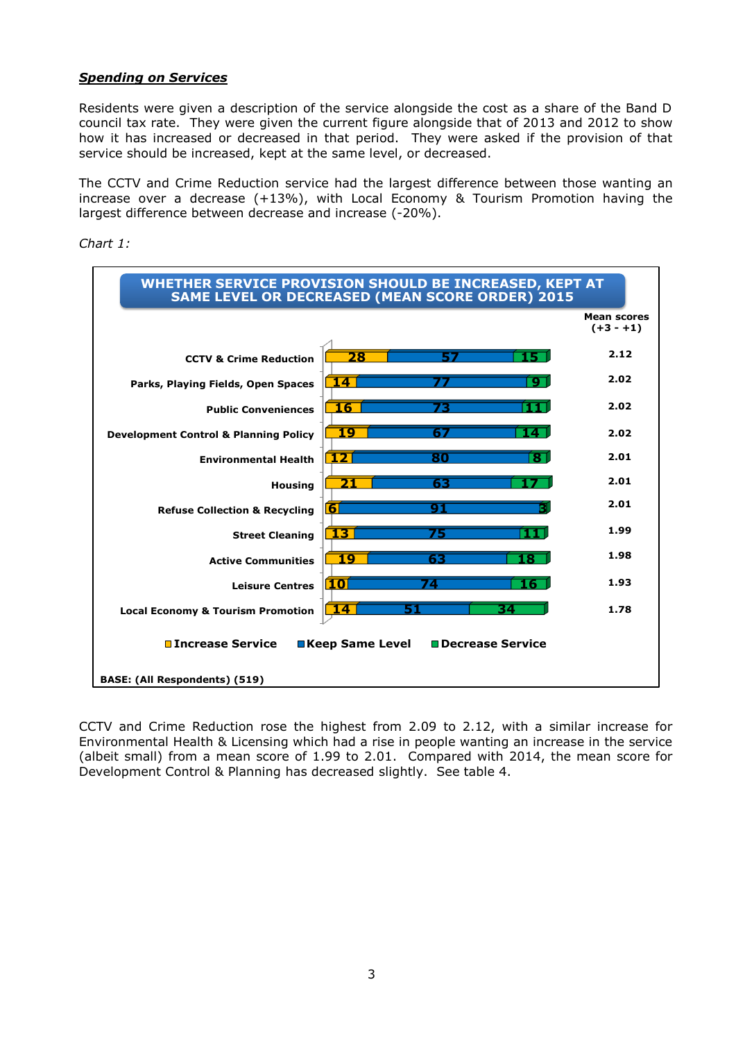***Spending on Services***

Residents were given a description of the service alongside the cost as a share of the Band D council tax rate. They were given the current figure alongside that of 2013 and 2012 to show how it has increased or decreased in that period. They were asked if the provision of that service should be increased, kept at the same level, or decreased.

The CCTV and Crime Reduction service had the largest difference between those wanting an increase over a decrease (+13%), with Local Economy & Tourism Promotion having the largest difference between decrease and increase (-20%).

*Chart 1:*

**WHETHER SERVICE PROVISION SHOULD BE INCREASED, KEPT AT SAME LEVEL OR DECREASED (MEAN SCORE ORDER) 2015**

| Service | Increase Service | Keep Same Level | Decrease Service | Mean scores (+3 - +1) |
|---|---|---|---|---|
| CCTV & Crime Reduction | 28 | 57 | 15 | 2.12 |
| Parks, Playing Fields, Open Spaces | 14 | 77 | 9 | 2.02 |
| Public Conveniences | 16 | 73 | 11 | 2.02 |
| Development Control & Planning Policy | 19 | 67 | 14 | 2.02 |
| Environmental Health | 12 | 80 | 8 | 2.01 |
| Housing | 21 | 63 | 17 | 2.01 |
| Refuse Collection & Recycling | 6 | 91 | 3 | 2.01 |
| Street Cleaning | 13 | 75 | 11 | 1.99 |
| Active Communities | 19 | 63 | 18 | 1.98 |
| Leisure Centres | 10 | 74 | 16 | 1.93 |
| Local Economy & Tourism Promotion | 14 | 51 | 34 | 1.78 |

BASE: (All Respondents) (519)

CCTV and Crime Reduction rose the highest from 2.09 to 2.12, with a similar increase for Environmental Health & Licensing which had a rise in people wanting an increase in the service (albeit small) from a mean score of 1.99 to 2.01. Compared with 2014, the mean score for Development Control & Planning has decreased slightly. See table 4.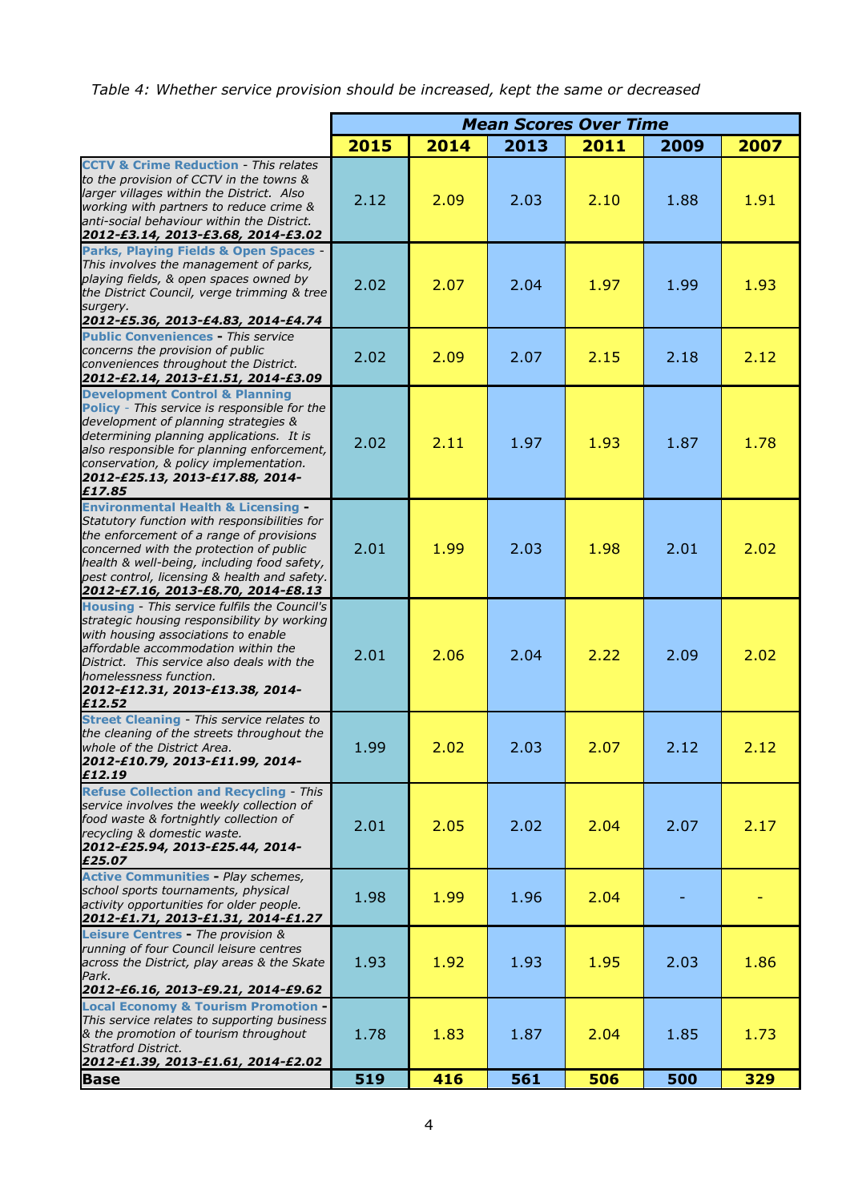*Table 4: Whether service provision should be increased, kept the same or decreased*

| | Mean Scores Over Time | | | | | |
|---|---|---|---|---|---|---|
| | **2015** | **2014** | **2013** | **2011** | **2009** | **2007** |
| **CCTV & Crime Reduction** - *This relates to the provision of CCTV in the towns & larger villages within the District. Also working with partners to reduce crime & anti-social behaviour within the District.* ***2012-£3.14, 2013-£3.68, 2014-£3.02*** | 2.12 | 2.09 | 2.03 | 2.10 | 1.88 | 1.91 |
| **Parks, Playing Fields & Open Spaces** - *This involves the management of parks, playing fields, & open spaces owned by the District Council, verge trimming & tree surgery.* ***2012-£5.36, 2013-£4.83, 2014-£4.74*** | 2.02 | 2.07 | 2.04 | 1.97 | 1.99 | 1.93 |
| **Public Conveniences** - *This service concerns the provision of public conveniences throughout the District.* ***2012-£2.14, 2013-£1.51, 2014-£3.09*** | 2.02 | 2.09 | 2.07 | 2.15 | 2.18 | 2.12 |
| **Development Control & Planning Policy** - *This service is responsible for the development of planning strategies & determining planning applications. It is also responsible for planning enforcement, conservation, & policy implementation.* ***2012-£25.13, 2013-£17.88, 2014-£17.85*** | 2.02 | 2.11 | 1.97 | 1.93 | 1.87 | 1.78 |
| **Environmental Health & Licensing** - *Statutory function with responsibilities for the enforcement of a range of provisions concerned with the protection of public health & well-being, including food safety, pest control, licensing & health and safety.* ***2012-£7.16, 2013-£8.70, 2014-£8.13*** | 2.01 | 1.99 | 2.03 | 1.98 | 2.01 | 2.02 |
| **Housing** - *This service fulfils the Council's strategic housing responsibility by working with housing associations to enable affordable accommodation within the District. This service also deals with the homelessness function.* ***2012-£12.31, 2013-£13.38, 2014-£12.52*** | 2.01 | 2.06 | 2.04 | 2.22 | 2.09 | 2.02 |
| **Street Cleaning** - *This service relates to the cleaning of the streets throughout the whole of the District Area.* ***2012-£10.79, 2013-£11.99, 2014-£12.19*** | 1.99 | 2.02 | 2.03 | 2.07 | 2.12 | 2.12 |
| **Refuse Collection and Recycling** - *This service involves the weekly collection of food waste & fortnightly collection of recycling & domestic waste.* ***2012-£25.94, 2013-£25.44, 2014-£25.07*** | 2.01 | 2.05 | 2.02 | 2.04 | 2.07 | 2.17 |
| **Active Communities** - *Play schemes, school sports tournaments, physical activity opportunities for older people.* ***2012-£1.71, 2013-£1.31, 2014-£1.27*** | 1.98 | 1.99 | 1.96 | 2.04 | - | - |
| **Leisure Centres** - *The provision & running of four Council leisure centres across the District, play areas & the Skate Park.* ***2012-£6.16, 2013-£9.21, 2014-£9.62*** | 1.93 | 1.92 | 1.93 | 1.95 | 2.03 | 1.86 |
| **Local Economy & Tourism Promotion** - *This service relates to supporting business & the promotion of tourism throughout Stratford District.* ***2012-£1.39, 2013-£1.61, 2014-£2.02*** | 1.78 | 1.83 | 1.87 | 2.04 | 1.85 | 1.73 |
| **Base** | **519** | **416** | **561** | **506** | **500** | **329** |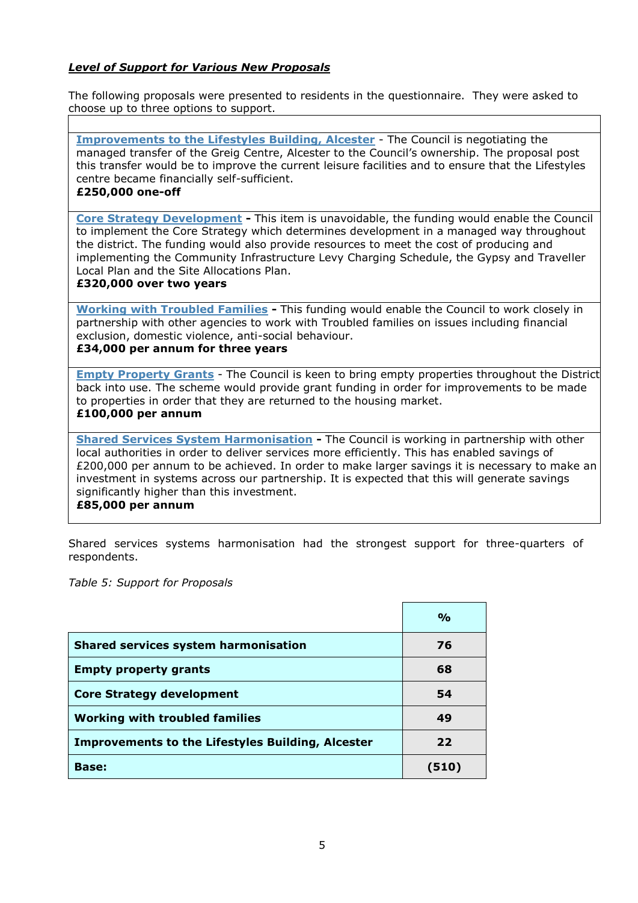***Level of Support for Various New Proposals***

The following proposals were presented to residents in the questionnaire. They were asked to choose up to three options to support.

**Improvements to the Lifestyles Building, Alcester** - The Council is negotiating the managed transfer of the Greig Centre, Alcester to the Council's ownership. The proposal post this transfer would be to improve the current leisure facilities and to ensure that the Lifestyles centre became financially self-sufficient.
**£250,000 one-off**

**Core Strategy Development -** This item is unavoidable, the funding would enable the Council to implement the Core Strategy which determines development in a managed way throughout the district. The funding would also provide resources to meet the cost of producing and implementing the Community Infrastructure Levy Charging Schedule, the Gypsy and Traveller Local Plan and the Site Allocations Plan.
**£320,000 over two years**

**Working with Troubled Families -** This funding would enable the Council to work closely in partnership with other agencies to work with Troubled families on issues including financial exclusion, domestic violence, anti-social behaviour.
**£34,000 per annum for three years**

**Empty Property Grants** - The Council is keen to bring empty properties throughout the District back into use. The scheme would provide grant funding in order for improvements to be made to properties in order that they are returned to the housing market.
**£100,000 per annum**

**Shared Services System Harmonisation -** The Council is working in partnership with other local authorities in order to deliver services more efficiently. This has enabled savings of £200,000 per annum to be achieved. In order to make larger savings it is necessary to make an investment in systems across our partnership. It is expected that this will generate savings significantly higher than this investment.
**£85,000 per annum**

Shared services systems harmonisation had the strongest support for three-quarters of respondents.

*Table 5: Support for Proposals*

| | % |
|---|---|
| **Shared services system harmonisation** | **76** |
| **Empty property grants** | **68** |
| **Core Strategy development** | **54** |
| **Working with troubled families** | **49** |
| **Improvements to the Lifestyles Building, Alcester** | **22** |
| **Base:** | **(510)** |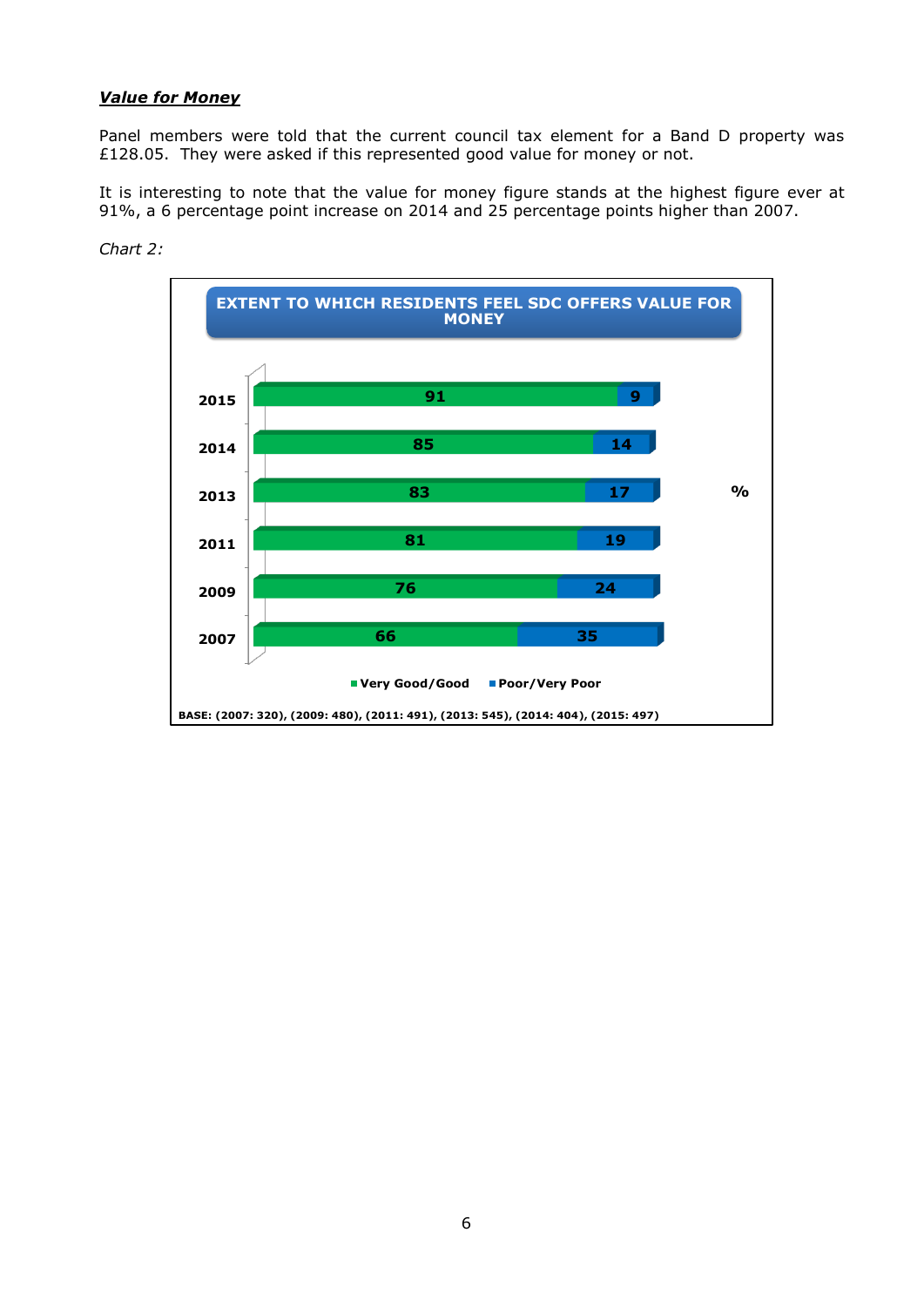***Value for Money***

Panel members were told that the current council tax element for a Band D property was £128.05. They were asked if this represented good value for money or not.

It is interesting to note that the value for money figure stands at the highest figure ever at 91%, a 6 percentage point increase on 2014 and 25 percentage points higher than 2007.

*Chart 2:*

**EXTENT TO WHICH RESIDENTS FEEL SDC OFFERS VALUE FOR MONEY**

| Year | Very Good/Good (%) | Poor/Very Poor (%) |
|---|---|---|
| 2015 | 91 | 9 |
| 2014 | 85 | 14 |
| 2013 | 83 | 17 |
| 2011 | 81 | 19 |
| 2009 | 76 | 24 |
| 2007 | 66 | 35 |

BASE: (2007: 320), (2009: 480), (2011: 491), (2013: 545), (2014: 404), (2015: 497)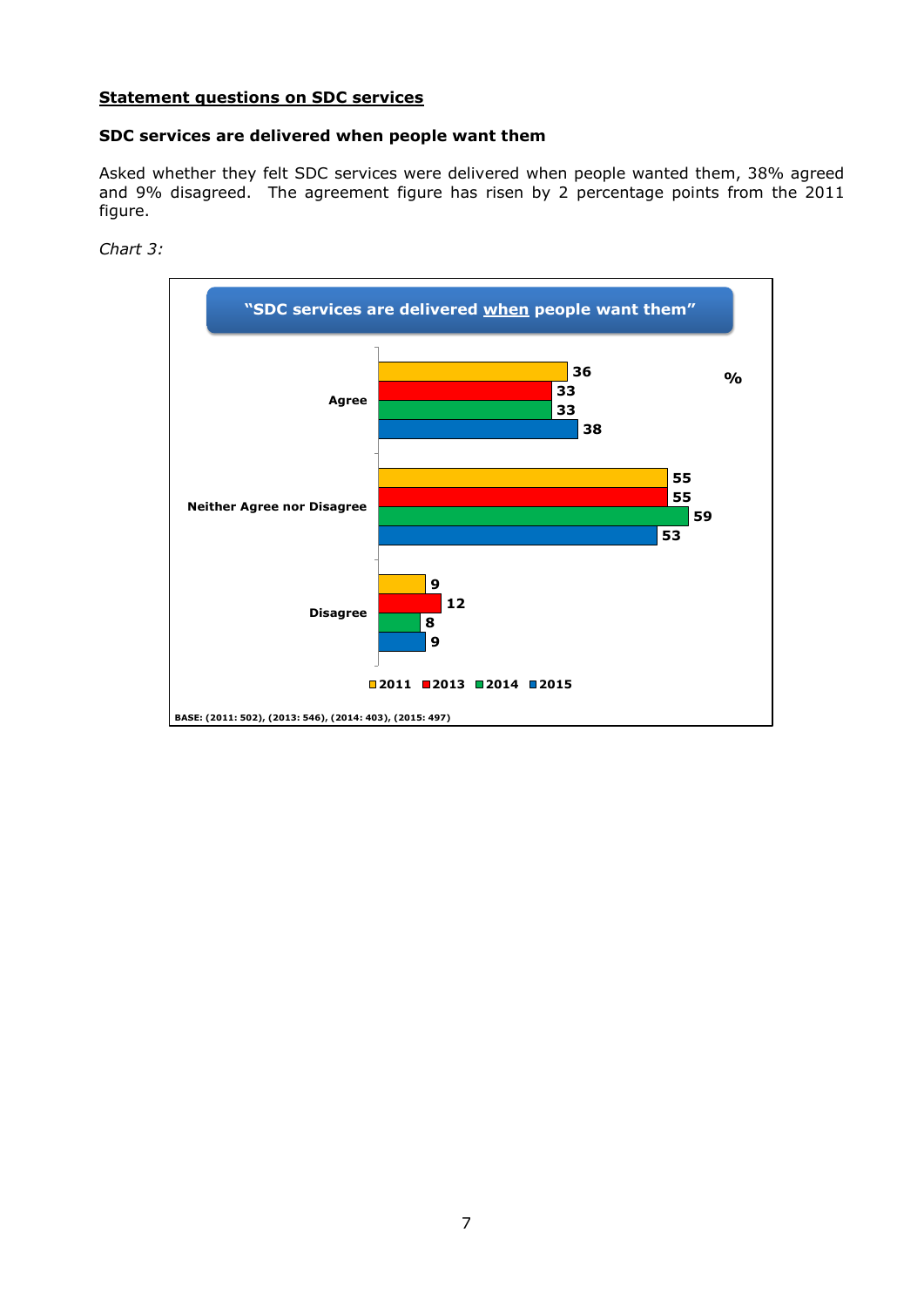## Statement questions on SDC services

### SDC services are delivered when people want them

Asked whether they felt SDC services were delivered when people wanted them, 38% agreed and 9% disagreed. The agreement figure has risen by 2 percentage points from the 2011 figure.

*Chart 3:*

**"SDC services are delivered when people want them"**

| % | 2011 | 2013 | 2014 | 2015 |
|---|---|---|---|---|
| Agree | 36 | 33 | 33 | 38 |
| Neither Agree nor Disagree | 55 | 55 | 59 | 53 |
| Disagree | 9 | 12 | 8 | 9 |

BASE: (2011: 502), (2013: 546), (2014: 403), (2015: 497)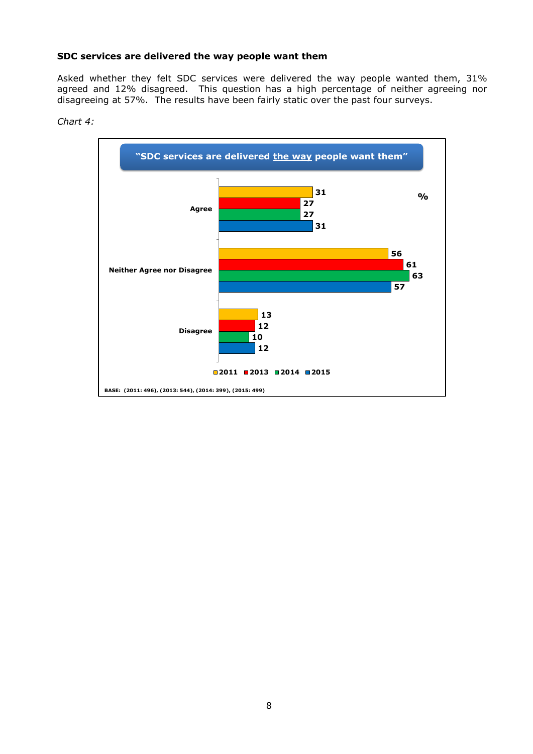**SDC services are delivered the way people want them**

Asked whether they felt SDC services were delivered the way people wanted them, 31% agreed and 12% disagreed. This question has a high percentage of neither agreeing nor disagreeing at 57%. The results have been fairly static over the past four surveys.

*Chart 4:*

**"SDC services are delivered the way people want them"**

| % | 2011 | 2013 | 2014 | 2015 |
|---|---|---|---|---|
| Agree | 31 | 27 | 27 | 31 |
| Neither Agree nor Disagree | 56 | 61 | 63 | 57 |
| Disagree | 13 | 12 | 10 | 12 |

BASE: (2011: 496), (2013: 544), (2014: 399), (2015: 499)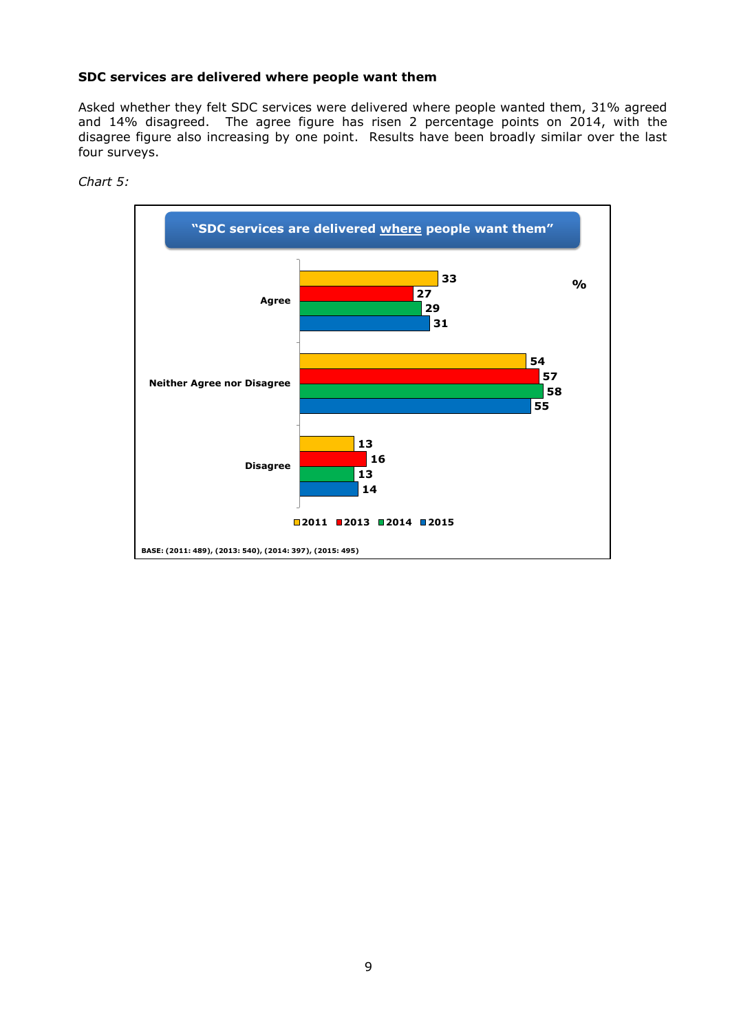**SDC services are delivered where people want them**

Asked whether they felt SDC services were delivered where people wanted them, 31% agreed and 14% disagreed. The agree figure has risen 2 percentage points on 2014, with the disagree figure also increasing by one point. Results have been broadly similar over the last four surveys.

*Chart 5:*

"SDC services are delivered where people want them"

| % | 2011 | 2013 | 2014 | 2015 |
|---|---|---|---|---|
| Agree | 33 | 27 | 29 | 31 |
| Neither Agree nor Disagree | 54 | 57 | 58 | 55 |
| Disagree | 13 | 16 | 13 | 14 |

BASE: (2011: 489), (2013: 540), (2014: 397), (2015: 495)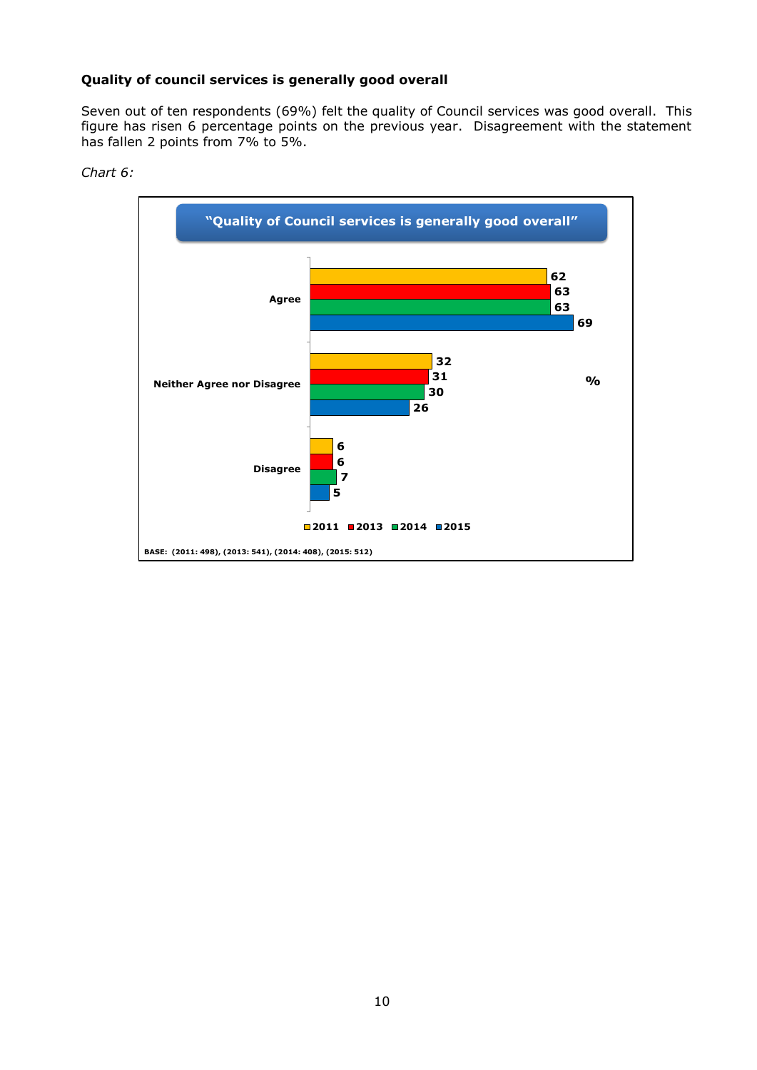**Quality of council services is generally good overall**

Seven out of ten respondents (69%) felt the quality of Council services was good overall. This figure has risen 6 percentage points on the previous year. Disagreement with the statement has fallen 2 points from 7% to 5%.

*Chart 6:*

**"Quality of Council services is generally good overall"**

| % | 2011 | 2013 | 2014 | 2015 |
|---|---|---|---|---|
| Agree | 62 | 63 | 63 | 69 |
| Neither Agree nor Disagree | 32 | 31 | 30 | 26 |
| Disagree | 6 | 6 | 7 | 5 |

BASE: (2011: 498), (2013: 541), (2014: 408), (2015: 512)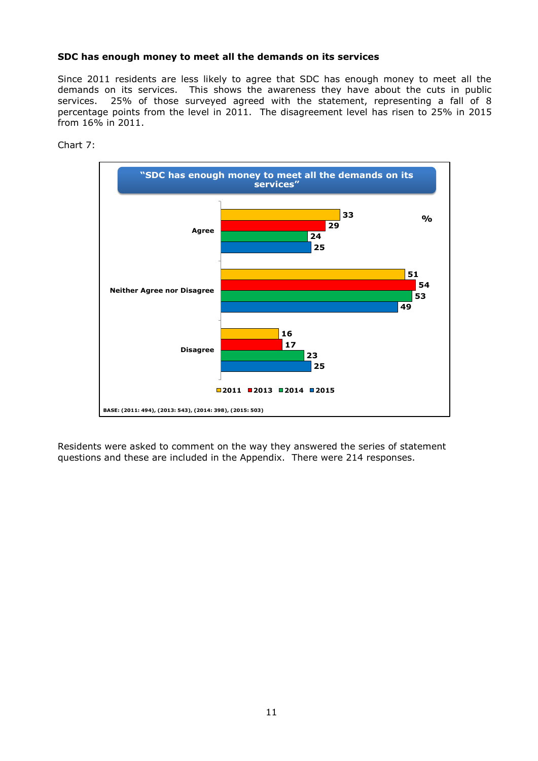**SDC has enough money to meet all the demands on its services**

Since 2011 residents are less likely to agree that SDC has enough money to meet all the demands on its services. This shows the awareness they have about the cuts in public services. 25% of those surveyed agreed with the statement, representing a fall of 8 percentage points from the level in 2011. The disagreement level has risen to 25% in 2015 from 16% in 2011.

Chart 7:

**"SDC has enough money to meet all the demands on its services"**

| % | 2011 | 2013 | 2014 | 2015 |
|---|---|---|---|---|
| Agree | 33 | 29 | 24 | 25 |
| Neither Agree nor Disagree | 51 | 54 | 53 | 49 |
| Disagree | 16 | 17 | 23 | 25 |

BASE: (2011: 494), (2013: 543), (2014: 398), (2015: 503)

Residents were asked to comment on the way they answered the series of statement questions and these are included in the Appendix. There were 214 responses.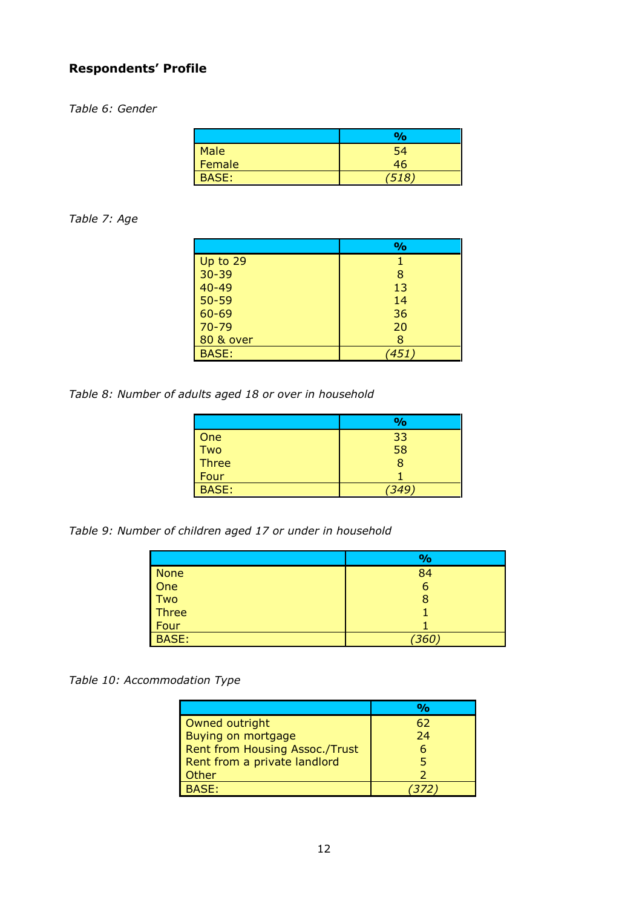**Respondents' Profile**

*Table 6: Gender*

| | % |
|---|---|
| Male | 54 |
| Female | 46 |
| BASE: | *(518)* |

*Table 7: Age*

| | % |
|---|---|
| Up to 29 | 1 |
| 30-39 | 8 |
| 40-49 | 13 |
| 50-59 | 14 |
| 60-69 | 36 |
| 70-79 | 20 |
| 80 & over | 8 |
| BASE: | *(451)* |

*Table 8: Number of adults aged 18 or over in household*

| | % |
|---|---|
| One | 33 |
| Two | 58 |
| Three | 8 |
| Four | 1 |
| BASE: | *(349)* |

*Table 9: Number of children aged 17 or under in household*

| | % |
|---|---|
| None | 84 |
| One | 6 |
| Two | 8 |
| Three | 1 |
| Four | 1 |
| BASE: | *(360)* |

*Table 10: Accommodation Type*

| | % |
|---|---|
| Owned outright | 62 |
| Buying on mortgage | 24 |
| Rent from Housing Assoc./Trust | 6 |
| Rent from a private landlord | 5 |
| Other | 2 |
| BASE: | *(372)* |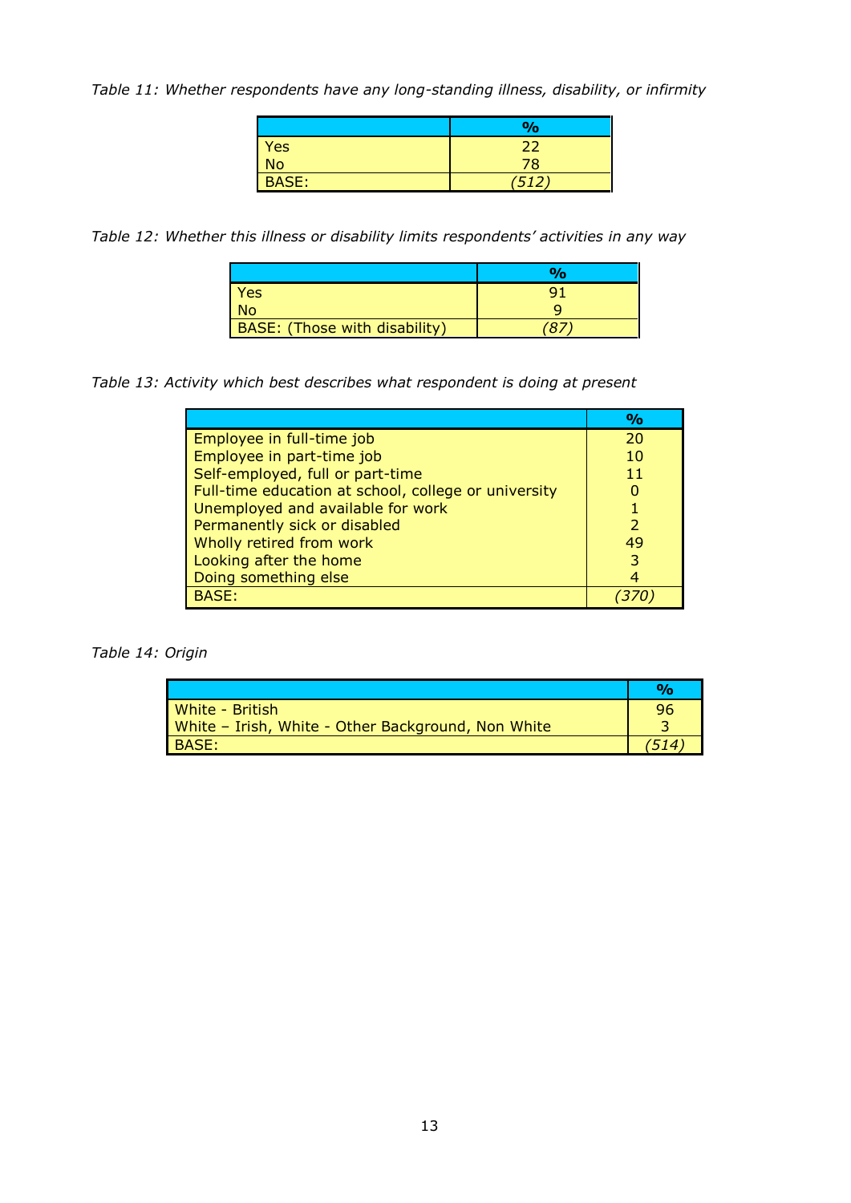*Table 11: Whether respondents have any long-standing illness, disability, or infirmity*

| | % |
|---|---|
| Yes | 22 |
| No | 78 |
| BASE: | *(512)* |

*Table 12: Whether this illness or disability limits respondents' activities in any way*

| | % |
|---|---|
| Yes | 91 |
| No | 9 |
| BASE: (Those with disability) | *(87)* |

*Table 13: Activity which best describes what respondent is doing at present*

| | % |
|---|---|
| Employee in full-time job | 20 |
| Employee in part-time job | 10 |
| Self-employed, full or part-time | 11 |
| Full-time education at school, college or university | 0 |
| Unemployed and available for work | 1 |
| Permanently sick or disabled | 2 |
| Wholly retired from work | 49 |
| Looking after the home | 3 |
| Doing something else | 4 |
| BASE: | *(370)* |

*Table 14: Origin*

| | % |
|---|---|
| White - British | 96 |
| White – Irish, White - Other Background, Non White | 3 |
| BASE: | *(514)* |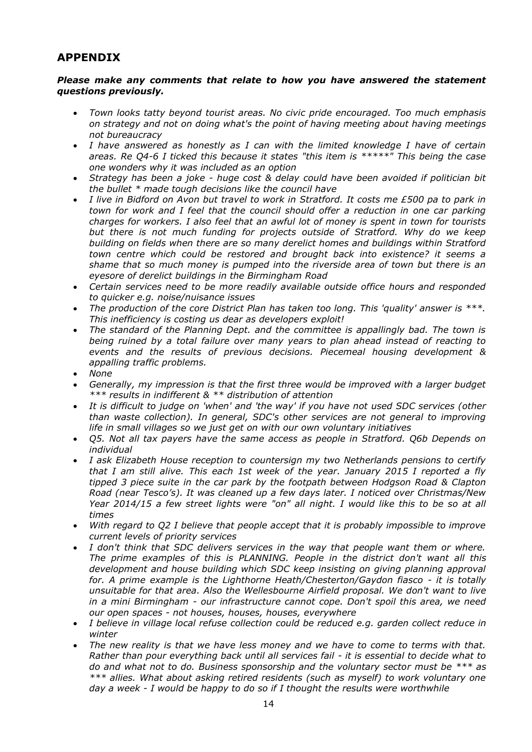## APPENDIX

***Please make any comments that relate to how you have answered the statement questions previously.***

- *Town looks tatty beyond tourist areas. No civic pride encouraged. Too much emphasis on strategy and not on doing what's the point of having meeting about having meetings not bureaucracy*
- *I have answered as honestly as I can with the limited knowledge I have of certain areas. Re Q4-6 I ticked this because it states "this item is *****" This being the case one wonders why it was included as an option*
- *Strategy has been a joke - huge cost & delay could have been avoided if politician bit the bullet * made tough decisions like the council have*
- *I live in Bidford on Avon but travel to work in Stratford. It costs me £500 pa to park in town for work and I feel that the council should offer a reduction in one car parking charges for workers. I also feel that an awful lot of money is spent in town for tourists but there is not much funding for projects outside of Stratford. Why do we keep building on fields when there are so many derelict homes and buildings within Stratford town centre which could be restored and brought back into existence? it seems a shame that so much money is pumped into the riverside area of town but there is an eyesore of derelict buildings in the Birmingham Road*
- *Certain services need to be more readily available outside office hours and responded to quicker e.g. noise/nuisance issues*
- *The production of the core District Plan has taken too long. This 'quality' answer is ***. This inefficiency is costing us dear as developers exploit!*
- *The standard of the Planning Dept. and the committee is appallingly bad. The town is being ruined by a total failure over many years to plan ahead instead of reacting to events and the results of previous decisions. Piecemeal housing development & appalling traffic problems.*
- *None*
- *Generally, my impression is that the first three would be improved with a larger budget *** results in indifferent & ** distribution of attention*
- *It is difficult to judge on 'when' and 'the way' if you have not used SDC services (other than waste collection). In general, SDC's other services are not general to improving life in small villages so we just get on with our own voluntary initiatives*
- *Q5. Not all tax payers have the same access as people in Stratford. Q6b Depends on individual*
- *I ask Elizabeth House reception to countersign my two Netherlands pensions to certify that I am still alive. This each 1st week of the year. January 2015 I reported a fly tipped 3 piece suite in the car park by the footpath between Hodgson Road & Clapton Road (near Tesco's). It was cleaned up a few days later. I noticed over Christmas/New Year 2014/15 a few street lights were "on" all night. I would like this to be so at all times*
- *With regard to Q2 I believe that people accept that it is probably impossible to improve current levels of priority services*
- *I don't think that SDC delivers services in the way that people want them or where. The prime examples of this is PLANNING. People in the district don't want all this development and house building which SDC keep insisting on giving planning approval for. A prime example is the Lighthorne Heath/Chesterton/Gaydon fiasco - it is totally unsuitable for that area. Also the Wellesbourne Airfield proposal. We don't want to live in a mini Birmingham - our infrastructure cannot cope. Don't spoil this area, we need our open spaces - not houses, houses, houses, everywhere*
- *I believe in village local refuse collection could be reduced e.g. garden collect reduce in winter*
- *The new reality is that we have less money and we have to come to terms with that. Rather than pour everything back until all services fail - it is essential to decide what to do and what not to do. Business sponsorship and the voluntary sector must be *** as *** allies. What about asking retired residents (such as myself) to work voluntary one day a week - I would be happy to do so if I thought the results were worthwhile*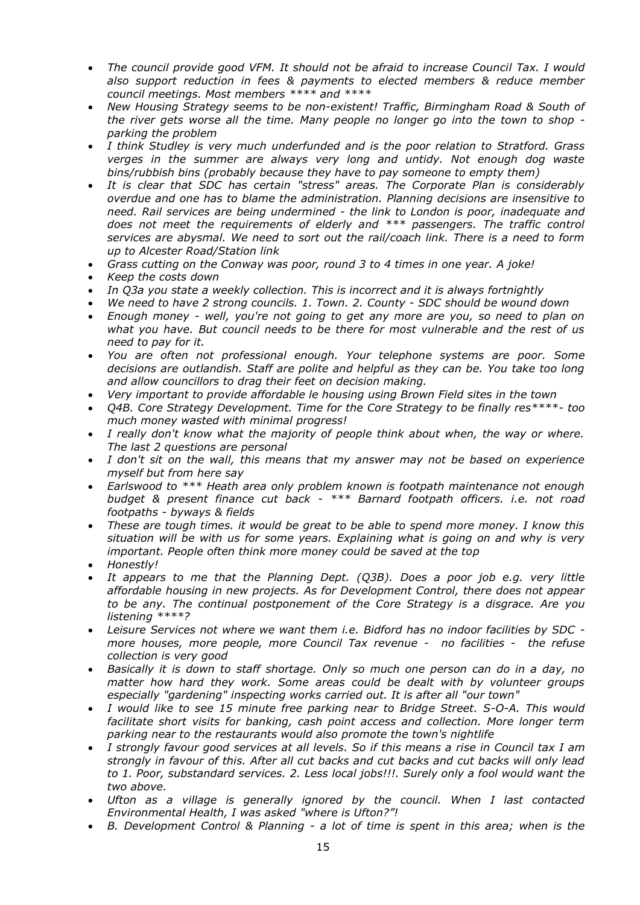- *The council provide good VFM. It should not be afraid to increase Council Tax. I would also support reduction in fees & payments to elected members & reduce member council meetings. Most members **** and ****
- *New Housing Strategy seems to be non-existent! Traffic, Birmingham Road & South of the river gets worse all the time. Many people no longer go into the town to shop - parking the problem*
- *I think Studley is very much underfunded and is the poor relation to Stratford. Grass verges in the summer are always very long and untidy. Not enough dog waste bins/rubbish bins (probably because they have to pay someone to empty them)*
- *It is clear that SDC has certain "stress" areas. The Corporate Plan is considerably overdue and one has to blame the administration. Planning decisions are insensitive to need. Rail services are being undermined - the link to London is poor, inadequate and does not meet the requirements of elderly and *** passengers. The traffic control services are abysmal. We need to sort out the rail/coach link. There is a need to form up to Alcester Road/Station link*
- *Grass cutting on the Conway was poor, round 3 to 4 times in one year. A joke!*
- *Keep the costs down*
- *In Q3a you state a weekly collection. This is incorrect and it is always fortnightly*
- *We need to have 2 strong councils. 1. Town. 2. County - SDC should be wound down*
- *Enough money - well, you're not going to get any more are you, so need to plan on what you have. But council needs to be there for most vulnerable and the rest of us need to pay for it.*
- *You are often not professional enough. Your telephone systems are poor. Some decisions are outlandish. Staff are polite and helpful as they can be. You take too long and allow councillors to drag their feet on decision making.*
- *Very important to provide affordable le housing using Brown Field sites in the town*
- *Q4B. Core Strategy Development. Time for the Core Strategy to be finally res****- too much money wasted with minimal progress!*
- *I really don't know what the majority of people think about when, the way or where. The last 2 questions are personal*
- *I don't sit on the wall, this means that my answer may not be based on experience myself but from here say*
- *Earlswood to *** Heath area only problem known is footpath maintenance not enough budget & present finance cut back - *** Barnard footpath officers. i.e. not road footpaths - byways & fields*
- *These are tough times. it would be great to be able to spend more money. I know this situation will be with us for some years. Explaining what is going on and why is very important. People often think more money could be saved at the top*
- *Honestly!*
- *It appears to me that the Planning Dept. (Q3B). Does a poor job e.g. very little affordable housing in new projects. As for Development Control, there does not appear to be any. The continual postponement of the Core Strategy is a disgrace. Are you listening ****?*
- *Leisure Services not where we want them i.e. Bidford has no indoor facilities by SDC - more houses, more people, more Council Tax revenue - no facilities - the refuse collection is very good*
- *Basically it is down to staff shortage. Only so much one person can do in a day, no matter how hard they work. Some areas could be dealt with by volunteer groups especially "gardening" inspecting works carried out. It is after all "our town"*
- *I would like to see 15 minute free parking near to Bridge Street. S-O-A. This would facilitate short visits for banking, cash point access and collection. More longer term parking near to the restaurants would also promote the town's nightlife*
- *I strongly favour good services at all levels. So if this means a rise in Council tax I am strongly in favour of this. After all cut backs and cut backs and cut backs will only lead to 1. Poor, substandard services. 2. Less local jobs!!!. Surely only a fool would want the two above.*
- *Ufton as a village is generally ignored by the council. When I last contacted Environmental Health, I was asked "where is Ufton?"!*
- *B. Development Control & Planning - a lot of time is spent in this area; when is the*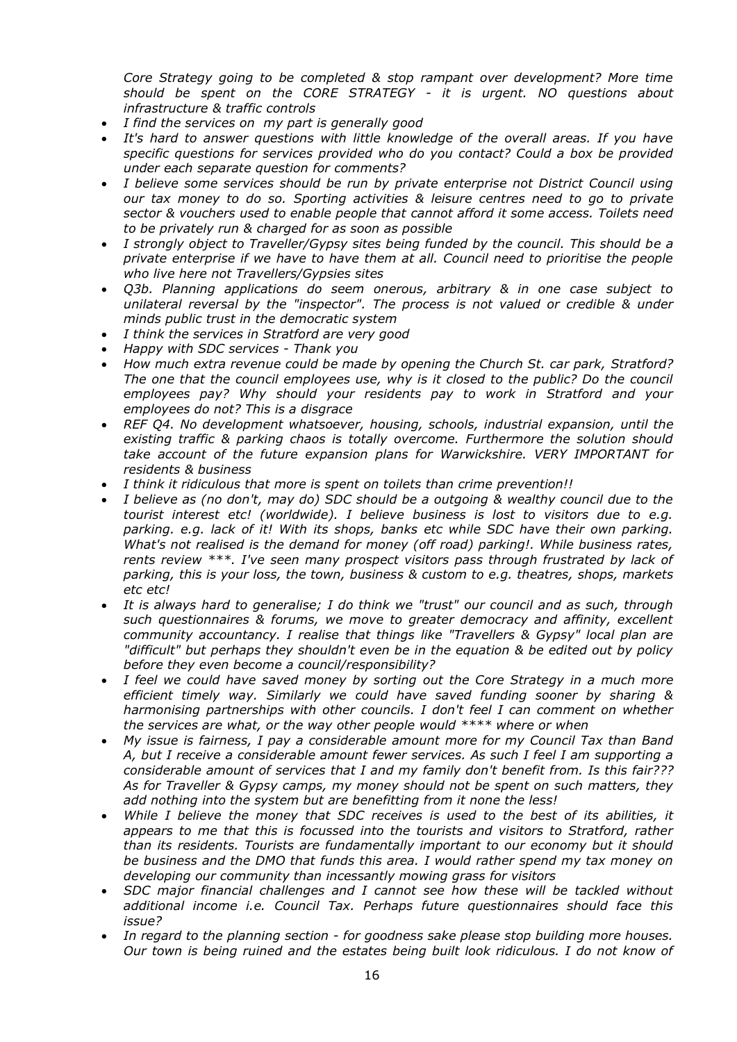*Core Strategy going to be completed & stop rampant over development? More time should be spent on the CORE STRATEGY - it is urgent. NO questions about infrastructure & traffic controls*

- *I find the services on my part is generally good*
- *It's hard to answer questions with little knowledge of the overall areas. If you have specific questions for services provided who do you contact? Could a box be provided under each separate question for comments?*
- *I believe some services should be run by private enterprise not District Council using our tax money to do so. Sporting activities & leisure centres need to go to private sector & vouchers used to enable people that cannot afford it some access. Toilets need to be privately run & charged for as soon as possible*
- *I strongly object to Traveller/Gypsy sites being funded by the council. This should be a private enterprise if we have to have them at all. Council need to prioritise the people who live here not Travellers/Gypsies sites*
- *Q3b. Planning applications do seem onerous, arbitrary & in one case subject to unilateral reversal by the "inspector". The process is not valued or credible & under minds public trust in the democratic system*
- *I think the services in Stratford are very good*
- *Happy with SDC services - Thank you*
- *How much extra revenue could be made by opening the Church St. car park, Stratford? The one that the council employees use, why is it closed to the public? Do the council employees pay? Why should your residents pay to work in Stratford and your employees do not? This is a disgrace*
- *REF Q4. No development whatsoever, housing, schools, industrial expansion, until the existing traffic & parking chaos is totally overcome. Furthermore the solution should take account of the future expansion plans for Warwickshire. VERY IMPORTANT for residents & business*
- *I think it ridiculous that more is spent on toilets than crime prevention!!*
- *I believe as (no don't, may do) SDC should be a outgoing & wealthy council due to the tourist interest etc! (worldwide). I believe business is lost to visitors due to e.g. parking. e.g. lack of it! With its shops, banks etc while SDC have their own parking. What's not realised is the demand for money (off road) parking!. While business rates, rents review ***. I've seen many prospect visitors pass through frustrated by lack of parking, this is your loss, the town, business & custom to e.g. theatres, shops, markets etc etc!*
- *It is always hard to generalise; I do think we "trust" our council and as such, through such questionnaires & forums, we move to greater democracy and affinity, excellent community accountancy. I realise that things like "Travellers & Gypsy" local plan are "difficult" but perhaps they shouldn't even be in the equation & be edited out by policy before they even become a council/responsibility?*
- *I feel we could have saved money by sorting out the Core Strategy in a much more efficient timely way. Similarly we could have saved funding sooner by sharing & harmonising partnerships with other councils. I don't feel I can comment on whether the services are what, or the way other people would **** where or when*
- *My issue is fairness, I pay a considerable amount more for my Council Tax than Band A, but I receive a considerable amount fewer services. As such I feel I am supporting a considerable amount of services that I and my family don't benefit from. Is this fair??? As for Traveller & Gypsy camps, my money should not be spent on such matters, they add nothing into the system but are benefitting from it none the less!*
- *While I believe the money that SDC receives is used to the best of its abilities, it appears to me that this is focussed into the tourists and visitors to Stratford, rather than its residents. Tourists are fundamentally important to our economy but it should be business and the DMO that funds this area. I would rather spend my tax money on developing our community than incessantly mowing grass for visitors*
- *SDC major financial challenges and I cannot see how these will be tackled without additional income i.e. Council Tax. Perhaps future questionnaires should face this issue?*
- *In regard to the planning section - for goodness sake please stop building more houses. Our town is being ruined and the estates being built look ridiculous. I do not know of*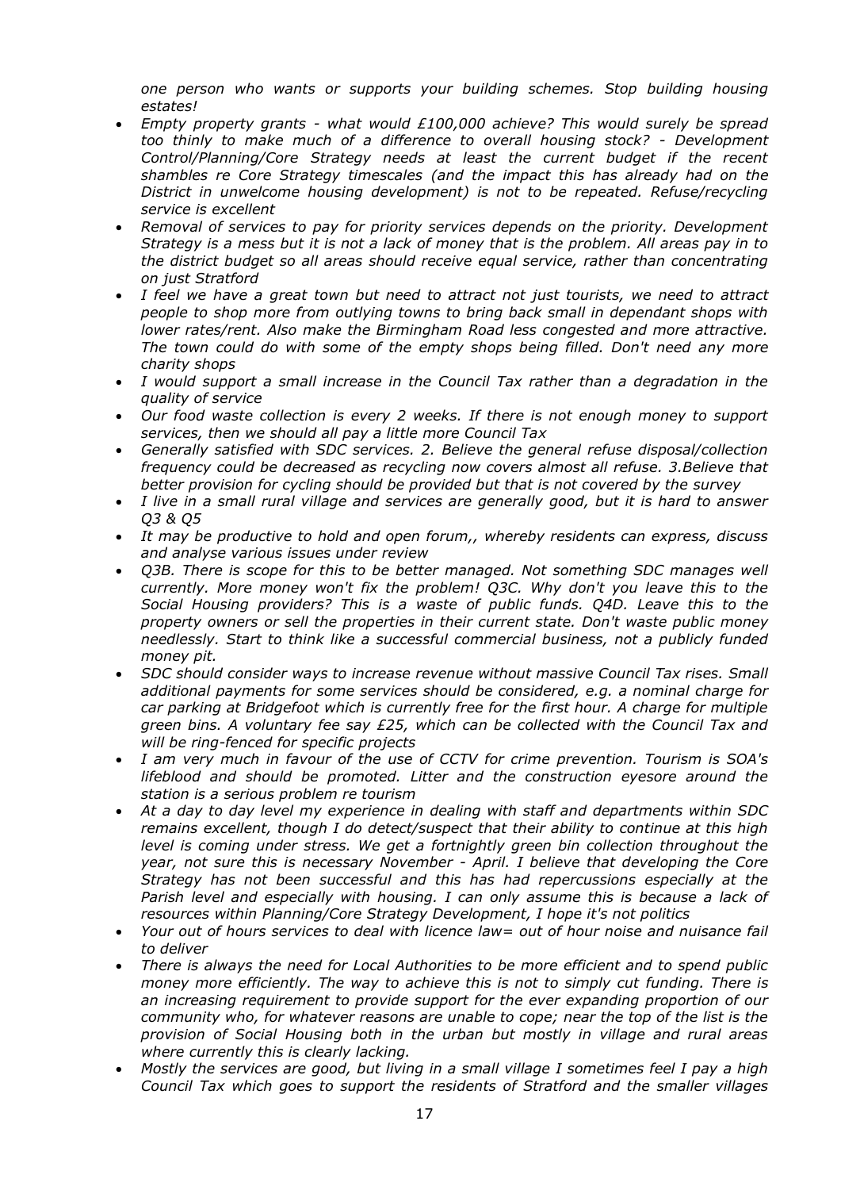*one person who wants or supports your building schemes. Stop building housing estates!*

- *Empty property grants - what would £100,000 achieve? This would surely be spread too thinly to make much of a difference to overall housing stock? - Development Control/Planning/Core Strategy needs at least the current budget if the recent shambles re Core Strategy timescales (and the impact this has already had on the District in unwelcome housing development) is not to be repeated. Refuse/recycling service is excellent*
- *Removal of services to pay for priority services depends on the priority. Development Strategy is a mess but it is not a lack of money that is the problem. All areas pay in to the district budget so all areas should receive equal service, rather than concentrating on just Stratford*
- *I feel we have a great town but need to attract not just tourists, we need to attract people to shop more from outlying towns to bring back small in dependant shops with lower rates/rent. Also make the Birmingham Road less congested and more attractive. The town could do with some of the empty shops being filled. Don't need any more charity shops*
- *I would support a small increase in the Council Tax rather than a degradation in the quality of service*
- *Our food waste collection is every 2 weeks. If there is not enough money to support services, then we should all pay a little more Council Tax*
- *Generally satisfied with SDC services. 2. Believe the general refuse disposal/collection frequency could be decreased as recycling now covers almost all refuse. 3.Believe that better provision for cycling should be provided but that is not covered by the survey*
- *I live in a small rural village and services are generally good, but it is hard to answer Q3 & Q5*
- *It may be productive to hold and open forum,, whereby residents can express, discuss and analyse various issues under review*
- *Q3B. There is scope for this to be better managed. Not something SDC manages well currently. More money won't fix the problem! Q3C. Why don't you leave this to the Social Housing providers? This is a waste of public funds. Q4D. Leave this to the property owners or sell the properties in their current state. Don't waste public money needlessly. Start to think like a successful commercial business, not a publicly funded money pit.*
- *SDC should consider ways to increase revenue without massive Council Tax rises. Small additional payments for some services should be considered, e.g. a nominal charge for car parking at Bridgefoot which is currently free for the first hour. A charge for multiple green bins. A voluntary fee say £25, which can be collected with the Council Tax and will be ring-fenced for specific projects*
- *I am very much in favour of the use of CCTV for crime prevention. Tourism is SOA's lifeblood and should be promoted. Litter and the construction eyesore around the station is a serious problem re tourism*
- *At a day to day level my experience in dealing with staff and departments within SDC remains excellent, though I do detect/suspect that their ability to continue at this high level is coming under stress. We get a fortnightly green bin collection throughout the year, not sure this is necessary November - April. I believe that developing the Core Strategy has not been successful and this has had repercussions especially at the Parish level and especially with housing. I can only assume this is because a lack of resources within Planning/Core Strategy Development, I hope it's not politics*
- *Your out of hours services to deal with licence law= out of hour noise and nuisance fail to deliver*
- *There is always the need for Local Authorities to be more efficient and to spend public money more efficiently. The way to achieve this is not to simply cut funding. There is an increasing requirement to provide support for the ever expanding proportion of our community who, for whatever reasons are unable to cope; near the top of the list is the provision of Social Housing both in the urban but mostly in village and rural areas where currently this is clearly lacking.*
- *Mostly the services are good, but living in a small village I sometimes feel I pay a high Council Tax which goes to support the residents of Stratford and the smaller villages*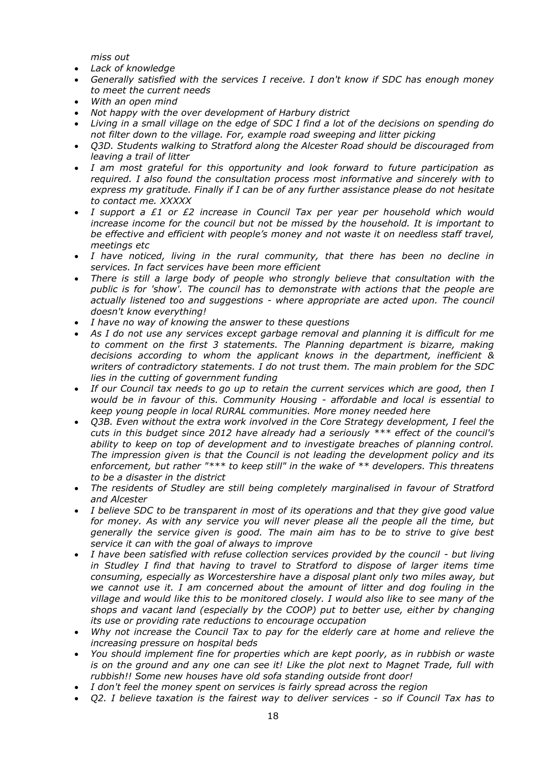*miss out*

- *Lack of knowledge*
- *Generally satisfied with the services I receive. I don't know if SDC has enough money to meet the current needs*
- *With an open mind*
- *Not happy with the over development of Harbury district*
- *Living in a small village on the edge of SDC I find a lot of the decisions on spending do not filter down to the village. For, example road sweeping and litter picking*
- *Q3D. Students walking to Stratford along the Alcester Road should be discouraged from leaving a trail of litter*
- *I am most grateful for this opportunity and look forward to future participation as required. I also found the consultation process most informative and sincerely with to express my gratitude. Finally if I can be of any further assistance please do not hesitate to contact me. XXXXX*
- *I support a £1 or £2 increase in Council Tax per year per household which would increase income for the council but not be missed by the household. It is important to be effective and efficient with people's money and not waste it on needless staff travel, meetings etc*
- *I have noticed, living in the rural community, that there has been no decline in services. In fact services have been more efficient*
- *There is still a large body of people who strongly believe that consultation with the public is for 'show'. The council has to demonstrate with actions that the people are actually listened too and suggestions - where appropriate are acted upon. The council doesn't know everything!*
- *I have no way of knowing the answer to these questions*
- *As I do not use any services except garbage removal and planning it is difficult for me to comment on the first 3 statements. The Planning department is bizarre, making decisions according to whom the applicant knows in the department, inefficient & writers of contradictory statements. I do not trust them. The main problem for the SDC lies in the cutting of government funding*
- *If our Council tax needs to go up to retain the current services which are good, then I would be in favour of this. Community Housing - affordable and local is essential to keep young people in local RURAL communities. More money needed here*
- *Q3B. Even without the extra work involved in the Core Strategy development, I feel the cuts in this budget since 2012 have already had a seriously *** effect of the council's ability to keep on top of development and to investigate breaches of planning control. The impression given is that the Council is not leading the development policy and its enforcement, but rather "*** to keep still" in the wake of ** developers. This threatens to be a disaster in the district*
- *The residents of Studley are still being completely marginalised in favour of Stratford and Alcester*
- *I believe SDC to be transparent in most of its operations and that they give good value for money. As with any service you will never please all the people all the time, but generally the service given is good. The main aim has to be to strive to give best service it can with the goal of always to improve*
- *I have been satisfied with refuse collection services provided by the council - but living in Studley I find that having to travel to Stratford to dispose of larger items time consuming, especially as Worcestershire have a disposal plant only two miles away, but we cannot use it. I am concerned about the amount of litter and dog fouling in the village and would like this to be monitored closely. I would also like to see many of the shops and vacant land (especially by the COOP) put to better use, either by changing its use or providing rate reductions to encourage occupation*
- *Why not increase the Council Tax to pay for the elderly care at home and relieve the increasing pressure on hospital beds*
- *You should implement fine for properties which are kept poorly, as in rubbish or waste is on the ground and any one can see it! Like the plot next to Magnet Trade, full with rubbish!! Some new houses have old sofa standing outside front door!*
- *I don't feel the money spent on services is fairly spread across the region*
- *Q2. I believe taxation is the fairest way to deliver services - so if Council Tax has to*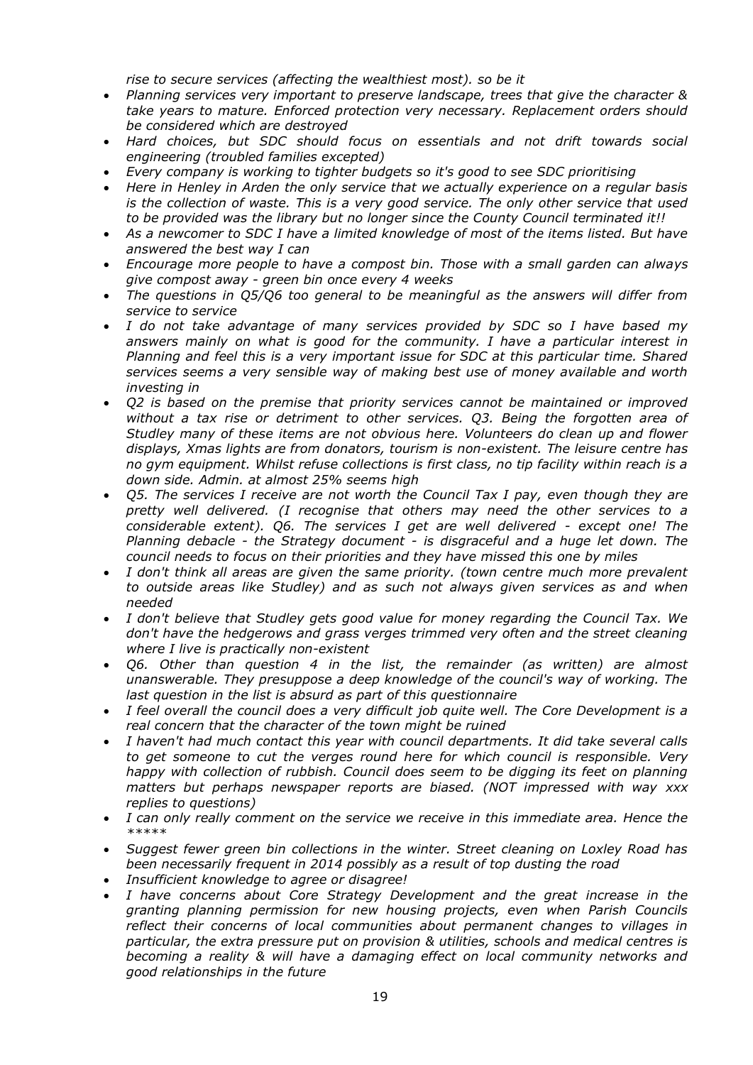*rise to secure services (affecting the wealthiest most). so be it*

- *Planning services very important to preserve landscape, trees that give the character & take years to mature. Enforced protection very necessary. Replacement orders should be considered which are destroyed*
- *Hard choices, but SDC should focus on essentials and not drift towards social engineering (troubled families excepted)*
- *Every company is working to tighter budgets so it's good to see SDC prioritising*
- *Here in Henley in Arden the only service that we actually experience on a regular basis is the collection of waste. This is a very good service. The only other service that used to be provided was the library but no longer since the County Council terminated it!!*
- *As a newcomer to SDC I have a limited knowledge of most of the items listed. But have answered the best way I can*
- *Encourage more people to have a compost bin. Those with a small garden can always give compost away - green bin once every 4 weeks*
- *The questions in Q5/Q6 too general to be meaningful as the answers will differ from service to service*
- *I do not take advantage of many services provided by SDC so I have based my answers mainly on what is good for the community. I have a particular interest in Planning and feel this is a very important issue for SDC at this particular time. Shared services seems a very sensible way of making best use of money available and worth investing in*
- *Q2 is based on the premise that priority services cannot be maintained or improved without a tax rise or detriment to other services. Q3. Being the forgotten area of Studley many of these items are not obvious here. Volunteers do clean up and flower displays, Xmas lights are from donators, tourism is non-existent. The leisure centre has no gym equipment. Whilst refuse collections is first class, no tip facility within reach is a down side. Admin. at almost 25% seems high*
- *Q5. The services I receive are not worth the Council Tax I pay, even though they are pretty well delivered. (I recognise that others may need the other services to a considerable extent). Q6. The services I get are well delivered - except one! The Planning debacle - the Strategy document - is disgraceful and a huge let down. The council needs to focus on their priorities and they have missed this one by miles*
- *I don't think all areas are given the same priority. (town centre much more prevalent to outside areas like Studley) and as such not always given services as and when needed*
- *I don't believe that Studley gets good value for money regarding the Council Tax. We don't have the hedgerows and grass verges trimmed very often and the street cleaning where I live is practically non-existent*
- *Q6. Other than question 4 in the list, the remainder (as written) are almost unanswerable. They presuppose a deep knowledge of the council's way of working. The last question in the list is absurd as part of this questionnaire*
- *I feel overall the council does a very difficult job quite well. The Core Development is a real concern that the character of the town might be ruined*
- *I haven't had much contact this year with council departments. It did take several calls to get someone to cut the verges round here for which council is responsible. Very happy with collection of rubbish. Council does seem to be digging its feet on planning matters but perhaps newspaper reports are biased. (NOT impressed with way xxx replies to questions)*
- *I can only really comment on the service we receive in this immediate area. Hence the \*\*\*\*\**
- *Suggest fewer green bin collections in the winter. Street cleaning on Loxley Road has been necessarily frequent in 2014 possibly as a result of top dusting the road*
- *Insufficient knowledge to agree or disagree!*
- *I have concerns about Core Strategy Development and the great increase in the granting planning permission for new housing projects, even when Parish Councils reflect their concerns of local communities about permanent changes to villages in particular, the extra pressure put on provision & utilities, schools and medical centres is becoming a reality & will have a damaging effect on local community networks and good relationships in the future*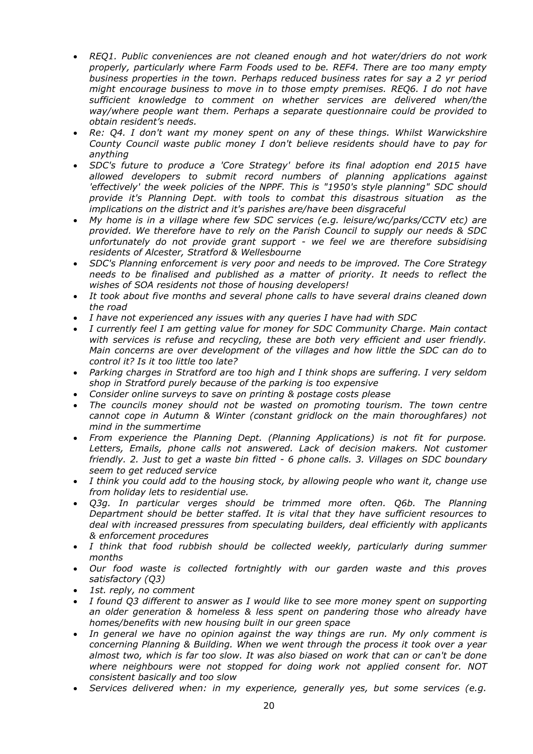- *REQ1. Public conveniences are not cleaned enough and hot water/driers do not work properly, particularly where Farm Foods used to be. REF4. There are too many empty business properties in the town. Perhaps reduced business rates for say a 2 yr period might encourage business to move in to those empty premises. REQ6. I do not have sufficient knowledge to comment on whether services are delivered when/the way/where people want them. Perhaps a separate questionnaire could be provided to obtain resident's needs.*
- *Re: Q4. I don't want my money spent on any of these things. Whilst Warwickshire County Council waste public money I don't believe residents should have to pay for anything*
- *SDC's future to produce a 'Core Strategy' before its final adoption end 2015 have allowed developers to submit record numbers of planning applications against 'effectively' the week policies of the NPPF. This is "1950's style planning" SDC should provide it's Planning Dept. with tools to combat this disastrous situation as the implications on the district and it's parishes are/have been disgraceful*
- *My home is in a village where few SDC services (e.g. leisure/wc/parks/CCTV etc) are provided. We therefore have to rely on the Parish Council to supply our needs & SDC unfortunately do not provide grant support - we feel we are therefore subsidising residents of Alcester, Stratford & Wellesbourne*
- *SDC's Planning enforcement is very poor and needs to be improved. The Core Strategy needs to be finalised and published as a matter of priority. It needs to reflect the wishes of SOA residents not those of housing developers!*
- *It took about five months and several phone calls to have several drains cleaned down the road*
- *I have not experienced any issues with any queries I have had with SDC*
- *I currently feel I am getting value for money for SDC Community Charge. Main contact with services is refuse and recycling, these are both very efficient and user friendly. Main concerns are over development of the villages and how little the SDC can do to control it? Is it too little too late?*
- *Parking charges in Stratford are too high and I think shops are suffering. I very seldom shop in Stratford purely because of the parking is too expensive*
- *Consider online surveys to save on printing & postage costs please*
- *The councils money should not be wasted on promoting tourism. The town centre cannot cope in Autumn & Winter (constant gridlock on the main thoroughfares) not mind in the summertime*
- *From experience the Planning Dept. (Planning Applications) is not fit for purpose. Letters, Emails, phone calls not answered. Lack of decision makers. Not customer friendly. 2. Just to get a waste bin fitted - 6 phone calls. 3. Villages on SDC boundary seem to get reduced service*
- *I think you could add to the housing stock, by allowing people who want it, change use from holiday lets to residential use.*
- *Q3g. In particular verges should be trimmed more often. Q6b. The Planning Department should be better staffed. It is vital that they have sufficient resources to deal with increased pressures from speculating builders, deal efficiently with applicants & enforcement procedures*
- *I think that food rubbish should be collected weekly, particularly during summer months*
- *Our food waste is collected fortnightly with our garden waste and this proves satisfactory (Q3)*
- *1st. reply, no comment*
- *I found Q3 different to answer as I would like to see more money spent on supporting an older generation & homeless & less spent on pandering those who already have homes/benefits with new housing built in our green space*
- *In general we have no opinion against the way things are run. My only comment is concerning Planning & Building. When we went through the process it took over a year almost two, which is far too slow. It was also biased on work that can or can't be done where neighbours were not stopped for doing work not applied consent for. NOT consistent basically and too slow*
- *Services delivered when: in my experience, generally yes, but some services (e.g.*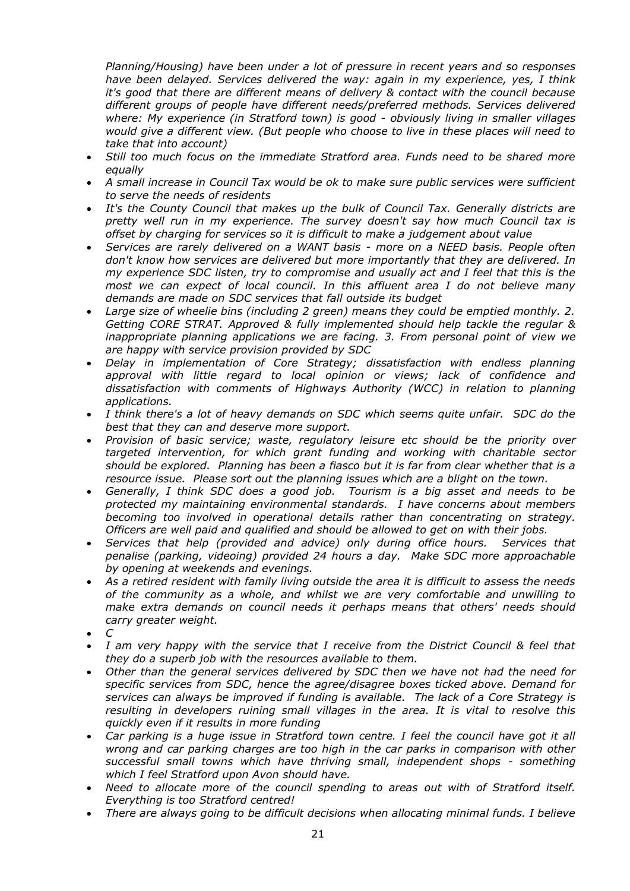*Planning/Housing) have been under a lot of pressure in recent years and so responses have been delayed. Services delivered the way: again in my experience, yes, I think it's good that there are different means of delivery & contact with the council because different groups of people have different needs/preferred methods. Services delivered where: My experience (in Stratford town) is good - obviously living in smaller villages would give a different view. (But people who choose to live in these places will need to take that into account)*

- *Still too much focus on the immediate Stratford area. Funds need to be shared more equally*
- *A small increase in Council Tax would be ok to make sure public services were sufficient to serve the needs of residents*
- *It's the County Council that makes up the bulk of Council Tax. Generally districts are pretty well run in my experience. The survey doesn't say how much Council tax is offset by charging for services so it is difficult to make a judgement about value*
- *Services are rarely delivered on a WANT basis - more on a NEED basis. People often don't know how services are delivered but more importantly that they are delivered. In my experience SDC listen, try to compromise and usually act and I feel that this is the most we can expect of local council. In this affluent area I do not believe many demands are made on SDC services that fall outside its budget*
- *Large size of wheelie bins (including 2 green) means they could be emptied monthly. 2. Getting CORE STRAT. Approved & fully implemented should help tackle the regular & inappropriate planning applications we are facing. 3. From personal point of view we are happy with service provision provided by SDC*
- *Delay in implementation of Core Strategy; dissatisfaction with endless planning approval with little regard to local opinion or views; lack of confidence and dissatisfaction with comments of Highways Authority (WCC) in relation to planning applications.*
- *I think there's a lot of heavy demands on SDC which seems quite unfair. SDC do the best that they can and deserve more support.*
- *Provision of basic service; waste, regulatory leisure etc should be the priority over targeted intervention, for which grant funding and working with charitable sector should be explored. Planning has been a fiasco but it is far from clear whether that is a resource issue. Please sort out the planning issues which are a blight on the town.*
- *Generally, I think SDC does a good job. Tourism is a big asset and needs to be protected my maintaining environmental standards. I have concerns about members becoming too involved in operational details rather than concentrating on strategy. Officers are well paid and qualified and should be allowed to get on with their jobs.*
- *Services that help (provided and advice) only during office hours. Services that penalise (parking, videoing) provided 24 hours a day. Make SDC more approachable by opening at weekends and evenings.*
- *As a retired resident with family living outside the area it is difficult to assess the needs of the community as a whole, and whilst we are very comfortable and unwilling to make extra demands on council needs it perhaps means that others' needs should carry greater weight.*
- *C*
- *I am very happy with the service that I receive from the District Council & feel that they do a superb job with the resources available to them.*
- *Other than the general services delivered by SDC then we have not had the need for specific services from SDC, hence the agree/disagree boxes ticked above. Demand for services can always be improved if funding is available. The lack of a Core Strategy is resulting in developers ruining small villages in the area. It is vital to resolve this quickly even if it results in more funding*
- *Car parking is a huge issue in Stratford town centre. I feel the council have got it all wrong and car parking charges are too high in the car parks in comparison with other successful small towns which have thriving small, independent shops - something which I feel Stratford upon Avon should have.*
- *Need to allocate more of the council spending to areas out with of Stratford itself. Everything is too Stratford centred!*
- *There are always going to be difficult decisions when allocating minimal funds. I believe*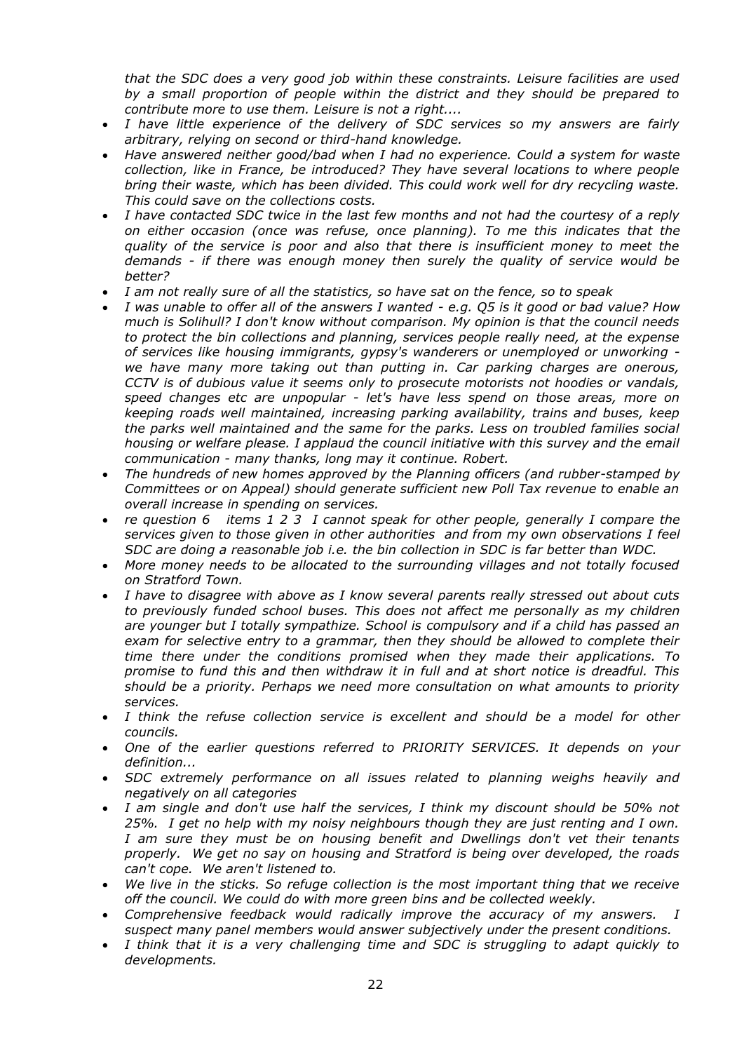*that the SDC does a very good job within these constraints. Leisure facilities are used by a small proportion of people within the district and they should be prepared to contribute more to use them. Leisure is not a right....*

- *I have little experience of the delivery of SDC services so my answers are fairly arbitrary, relying on second or third-hand knowledge.*
- *Have answered neither good/bad when I had no experience. Could a system for waste collection, like in France, be introduced? They have several locations to where people bring their waste, which has been divided. This could work well for dry recycling waste. This could save on the collections costs.*
- *I have contacted SDC twice in the last few months and not had the courtesy of a reply on either occasion (once was refuse, once planning). To me this indicates that the quality of the service is poor and also that there is insufficient money to meet the demands - if there was enough money then surely the quality of service would be better?*
- *I am not really sure of all the statistics, so have sat on the fence, so to speak*
- *I was unable to offer all of the answers I wanted - e.g. Q5 is it good or bad value? How much is Solihull? I don't know without comparison. My opinion is that the council needs to protect the bin collections and planning, services people really need, at the expense of services like housing immigrants, gypsy's wanderers or unemployed or unworking - we have many more taking out than putting in. Car parking charges are onerous, CCTV is of dubious value it seems only to prosecute motorists not hoodies or vandals, speed changes etc are unpopular - let's have less spend on those areas, more on keeping roads well maintained, increasing parking availability, trains and buses, keep the parks well maintained and the same for the parks. Less on troubled families social housing or welfare please. I applaud the council initiative with this survey and the email communication - many thanks, long may it continue. Robert.*
- *The hundreds of new homes approved by the Planning officers (and rubber-stamped by Committees or on Appeal) should generate sufficient new Poll Tax revenue to enable an overall increase in spending on services.*
- *re question 6 items 1 2 3 I cannot speak for other people, generally I compare the services given to those given in other authorities and from my own observations I feel SDC are doing a reasonable job i.e. the bin collection in SDC is far better than WDC.*
- *More money needs to be allocated to the surrounding villages and not totally focused on Stratford Town.*
- *I have to disagree with above as I know several parents really stressed out about cuts to previously funded school buses. This does not affect me personally as my children are younger but I totally sympathize. School is compulsory and if a child has passed an exam for selective entry to a grammar, then they should be allowed to complete their time there under the conditions promised when they made their applications. To promise to fund this and then withdraw it in full and at short notice is dreadful. This should be a priority. Perhaps we need more consultation on what amounts to priority services.*
- *I think the refuse collection service is excellent and should be a model for other councils.*
- *One of the earlier questions referred to PRIORITY SERVICES. It depends on your definition...*
- *SDC extremely performance on all issues related to planning weighs heavily and negatively on all categories*
- *I am single and don't use half the services, I think my discount should be 50% not 25%. I get no help with my noisy neighbours though they are just renting and I own. I am sure they must be on housing benefit and Dwellings don't vet their tenants properly. We get no say on housing and Stratford is being over developed, the roads can't cope. We aren't listened to.*
- *We live in the sticks. So refuge collection is the most important thing that we receive off the council. We could do with more green bins and be collected weekly.*
- *Comprehensive feedback would radically improve the accuracy of my answers. I suspect many panel members would answer subjectively under the present conditions.*
- *I think that it is a very challenging time and SDC is struggling to adapt quickly to developments.*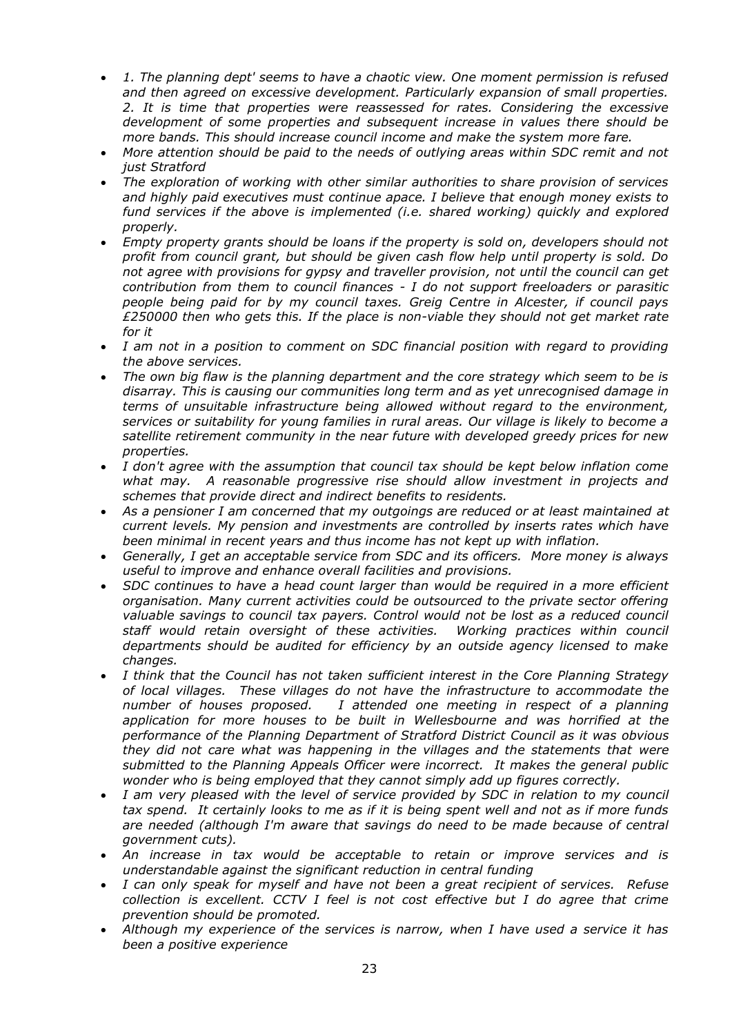- *1. The planning dept' seems to have a chaotic view. One moment permission is refused and then agreed on excessive development. Particularly expansion of small properties. 2. It is time that properties were reassessed for rates. Considering the excessive development of some properties and subsequent increase in values there should be more bands. This should increase council income and make the system more fare.*
- *More attention should be paid to the needs of outlying areas within SDC remit and not just Stratford*
- *The exploration of working with other similar authorities to share provision of services and highly paid executives must continue apace. I believe that enough money exists to fund services if the above is implemented (i.e. shared working) quickly and explored properly.*
- *Empty property grants should be loans if the property is sold on, developers should not profit from council grant, but should be given cash flow help until property is sold. Do not agree with provisions for gypsy and traveller provision, not until the council can get contribution from them to council finances - I do not support freeloaders or parasitic people being paid for by my council taxes. Greig Centre in Alcester, if council pays £250000 then who gets this. If the place is non-viable they should not get market rate for it*
- *I am not in a position to comment on SDC financial position with regard to providing the above services.*
- *The own big flaw is the planning department and the core strategy which seem to be is disarray. This is causing our communities long term and as yet unrecognised damage in terms of unsuitable infrastructure being allowed without regard to the environment, services or suitability for young families in rural areas. Our village is likely to become a satellite retirement community in the near future with developed greedy prices for new properties.*
- *I don't agree with the assumption that council tax should be kept below inflation come what may. A reasonable progressive rise should allow investment in projects and schemes that provide direct and indirect benefits to residents.*
- *As a pensioner I am concerned that my outgoings are reduced or at least maintained at current levels. My pension and investments are controlled by inserts rates which have been minimal in recent years and thus income has not kept up with inflation.*
- *Generally, I get an acceptable service from SDC and its officers. More money is always useful to improve and enhance overall facilities and provisions.*
- *SDC continues to have a head count larger than would be required in a more efficient organisation. Many current activities could be outsourced to the private sector offering valuable savings to council tax payers. Control would not be lost as a reduced council staff would retain oversight of these activities. Working practices within council departments should be audited for efficiency by an outside agency licensed to make changes.*
- *I think that the Council has not taken sufficient interest in the Core Planning Strategy of local villages. These villages do not have the infrastructure to accommodate the number of houses proposed. I attended one meeting in respect of a planning application for more houses to be built in Wellesbourne and was horrified at the performance of the Planning Department of Stratford District Council as it was obvious they did not care what was happening in the villages and the statements that were submitted to the Planning Appeals Officer were incorrect. It makes the general public wonder who is being employed that they cannot simply add up figures correctly.*
- *I am very pleased with the level of service provided by SDC in relation to my council tax spend. It certainly looks to me as if it is being spent well and not as if more funds are needed (although I'm aware that savings do need to be made because of central government cuts).*
- *An increase in tax would be acceptable to retain or improve services and is understandable against the significant reduction in central funding*
- *I can only speak for myself and have not been a great recipient of services. Refuse collection is excellent. CCTV I feel is not cost effective but I do agree that crime prevention should be promoted.*
- *Although my experience of the services is narrow, when I have used a service it has been a positive experience*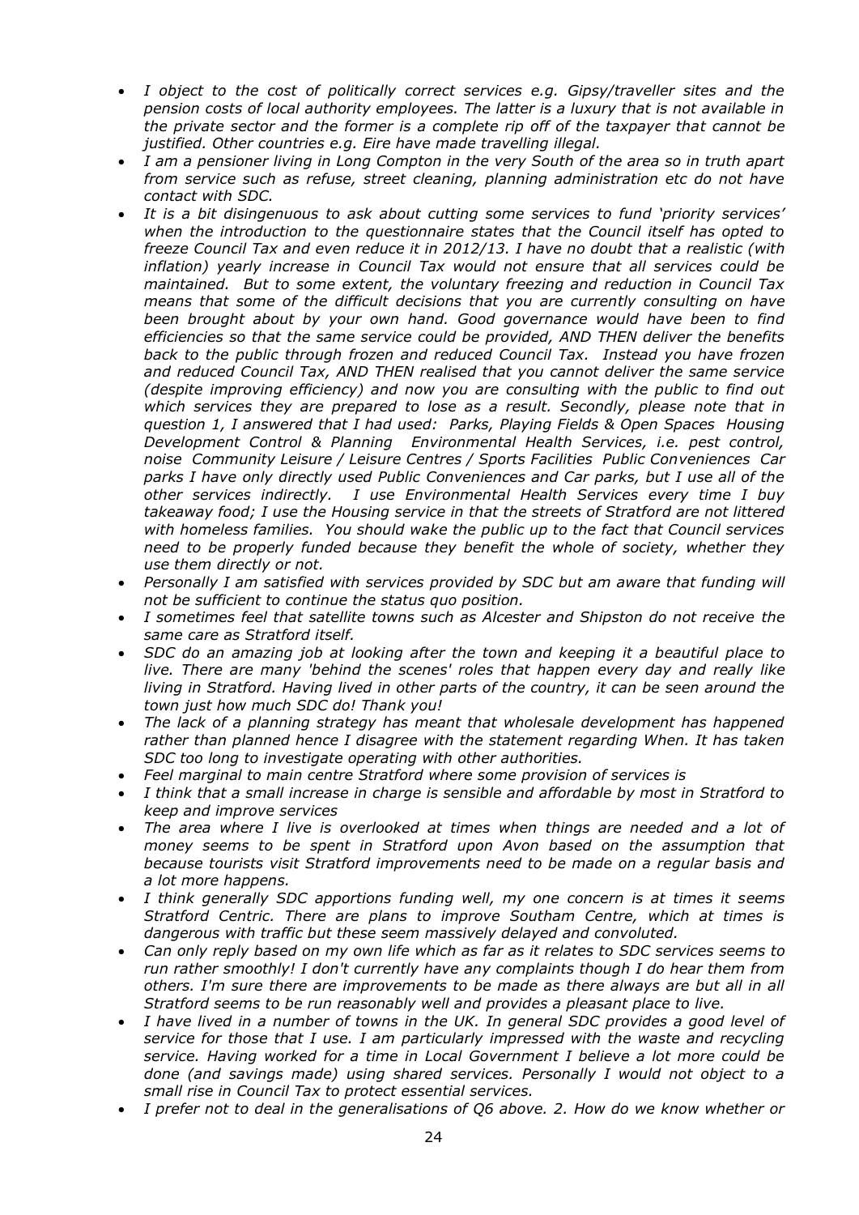- *I object to the cost of politically correct services e.g. Gipsy/traveller sites and the pension costs of local authority employees. The latter is a luxury that is not available in the private sector and the former is a complete rip off of the taxpayer that cannot be justified. Other countries e.g. Eire have made travelling illegal.*
- *I am a pensioner living in Long Compton in the very South of the area so in truth apart from service such as refuse, street cleaning, planning administration etc do not have contact with SDC.*
- *It is a bit disingenuous to ask about cutting some services to fund 'priority services' when the introduction to the questionnaire states that the Council itself has opted to freeze Council Tax and even reduce it in 2012/13. I have no doubt that a realistic (with inflation) yearly increase in Council Tax would not ensure that all services could be maintained. But to some extent, the voluntary freezing and reduction in Council Tax means that some of the difficult decisions that you are currently consulting on have been brought about by your own hand. Good governance would have been to find efficiencies so that the same service could be provided, AND THEN deliver the benefits back to the public through frozen and reduced Council Tax. Instead you have frozen and reduced Council Tax, AND THEN realised that you cannot deliver the same service (despite improving efficiency) and now you are consulting with the public to find out which services they are prepared to lose as a result. Secondly, please note that in question 1, I answered that I had used: Parks, Playing Fields & Open Spaces Housing Development Control & Planning Environmental Health Services, i.e. pest control, noise Community Leisure / Leisure Centres / Sports Facilities Public Conveniences Car parks I have only directly used Public Conveniences and Car parks, but I use all of the other services indirectly. I use Environmental Health Services every time I buy takeaway food; I use the Housing service in that the streets of Stratford are not littered with homeless families. You should wake the public up to the fact that Council services need to be properly funded because they benefit the whole of society, whether they use them directly or not.*
- *Personally I am satisfied with services provided by SDC but am aware that funding will not be sufficient to continue the status quo position.*
- *I sometimes feel that satellite towns such as Alcester and Shipston do not receive the same care as Stratford itself.*
- *SDC do an amazing job at looking after the town and keeping it a beautiful place to live. There are many 'behind the scenes' roles that happen every day and really like living in Stratford. Having lived in other parts of the country, it can be seen around the town just how much SDC do! Thank you!*
- *The lack of a planning strategy has meant that wholesale development has happened rather than planned hence I disagree with the statement regarding When. It has taken SDC too long to investigate operating with other authorities.*
- *Feel marginal to main centre Stratford where some provision of services is*
- *I think that a small increase in charge is sensible and affordable by most in Stratford to keep and improve services*
- *The area where I live is overlooked at times when things are needed and a lot of money seems to be spent in Stratford upon Avon based on the assumption that because tourists visit Stratford improvements need to be made on a regular basis and a lot more happens.*
- *I think generally SDC apportions funding well, my one concern is at times it seems Stratford Centric. There are plans to improve Southam Centre, which at times is dangerous with traffic but these seem massively delayed and convoluted.*
- *Can only reply based on my own life which as far as it relates to SDC services seems to run rather smoothly! I don't currently have any complaints though I do hear them from others. I'm sure there are improvements to be made as there always are but all in all Stratford seems to be run reasonably well and provides a pleasant place to live.*
- *I have lived in a number of towns in the UK. In general SDC provides a good level of service for those that I use. I am particularly impressed with the waste and recycling service. Having worked for a time in Local Government I believe a lot more could be done (and savings made) using shared services. Personally I would not object to a small rise in Council Tax to protect essential services.*
- *I prefer not to deal in the generalisations of Q6 above. 2. How do we know whether or*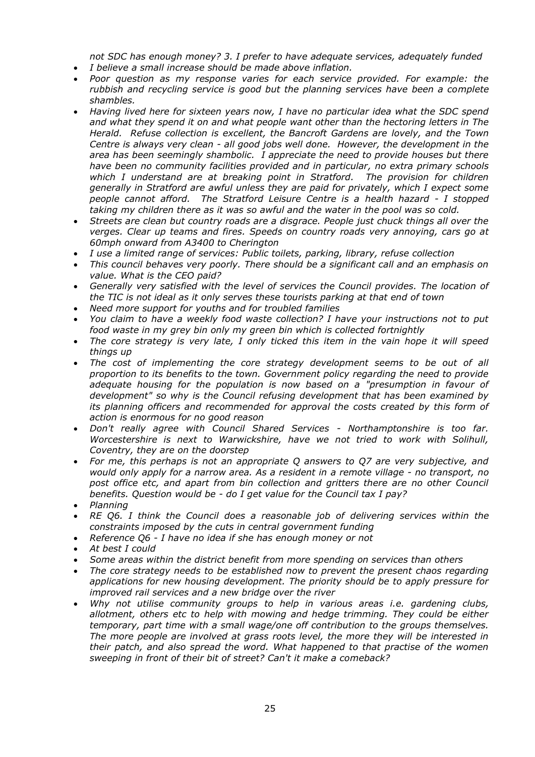*not SDC has enough money? 3. I prefer to have adequate services, adequately funded*

- *I believe a small increase should be made above inflation.*
- *Poor question as my response varies for each service provided. For example: the rubbish and recycling service is good but the planning services have been a complete shambles.*
- *Having lived here for sixteen years now, I have no particular idea what the SDC spend and what they spend it on and what people want other than the hectoring letters in The Herald. Refuse collection is excellent, the Bancroft Gardens are lovely, and the Town Centre is always very clean - all good jobs well done. However, the development in the area has been seemingly shambolic. I appreciate the need to provide houses but there have been no community facilities provided and in particular, no extra primary schools which I understand are at breaking point in Stratford. The provision for children generally in Stratford are awful unless they are paid for privately, which I expect some people cannot afford. The Stratford Leisure Centre is a health hazard - I stopped taking my children there as it was so awful and the water in the pool was so cold.*
- *Streets are clean but country roads are a disgrace. People just chuck things all over the verges. Clear up teams and fires. Speeds on country roads very annoying, cars go at 60mph onward from A3400 to Cherington*
- *I use a limited range of services: Public toilets, parking, library, refuse collection*
- *This council behaves very poorly. There should be a significant call and an emphasis on value. What is the CEO paid?*
- *Generally very satisfied with the level of services the Council provides. The location of the TIC is not ideal as it only serves these tourists parking at that end of town*
- *Need more support for youths and for troubled families*
- *You claim to have a weekly food waste collection? I have your instructions not to put food waste in my grey bin only my green bin which is collected fortnightly*
- *The core strategy is very late, I only ticked this item in the vain hope it will speed things up*
- *The cost of implementing the core strategy development seems to be out of all proportion to its benefits to the town. Government policy regarding the need to provide adequate housing for the population is now based on a "presumption in favour of development" so why is the Council refusing development that has been examined by its planning officers and recommended for approval the costs created by this form of action is enormous for no good reason*
- *Don't really agree with Council Shared Services - Northamptonshire is too far. Worcestershire is next to Warwickshire, have we not tried to work with Solihull, Coventry, they are on the doorstep*
- *For me, this perhaps is not an appropriate Q answers to Q7 are very subjective, and would only apply for a narrow area. As a resident in a remote village - no transport, no post office etc, and apart from bin collection and gritters there are no other Council benefits. Question would be - do I get value for the Council tax I pay?*
- *Planning*
- *RE Q6. I think the Council does a reasonable job of delivering services within the constraints imposed by the cuts in central government funding*
- *Reference Q6 - I have no idea if she has enough money or not*
- *At best I could*
- *Some areas within the district benefit from more spending on services than others*
- *The core strategy needs to be established now to prevent the present chaos regarding applications for new housing development. The priority should be to apply pressure for improved rail services and a new bridge over the river*
- *Why not utilise community groups to help in various areas i.e. gardening clubs, allotment, others etc to help with mowing and hedge trimming. They could be either temporary, part time with a small wage/one off contribution to the groups themselves. The more people are involved at grass roots level, the more they will be interested in their patch, and also spread the word. What happened to that practise of the women sweeping in front of their bit of street? Can't it make a comeback?*